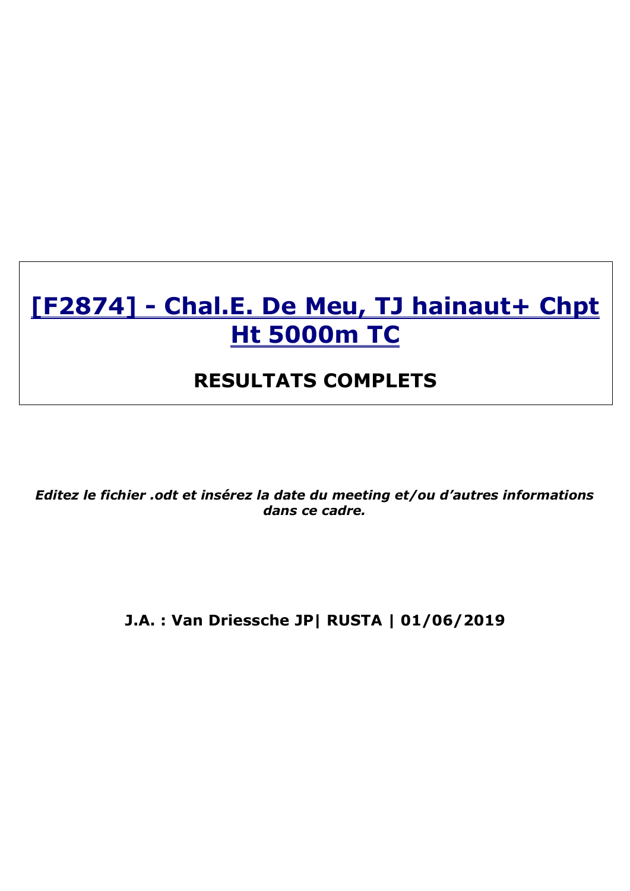# [F2874] - Chal.E. De Meu, TJ hainaut+ Chpt Ht 5000m TC

## RESULTATS COMPLETS

***Editez le fichier .odt et insérez la date du meeting et/ou d'autres informations dans ce cadre.***

**J.A. : Van Driessche JP| RUSTA | 01/06/2019**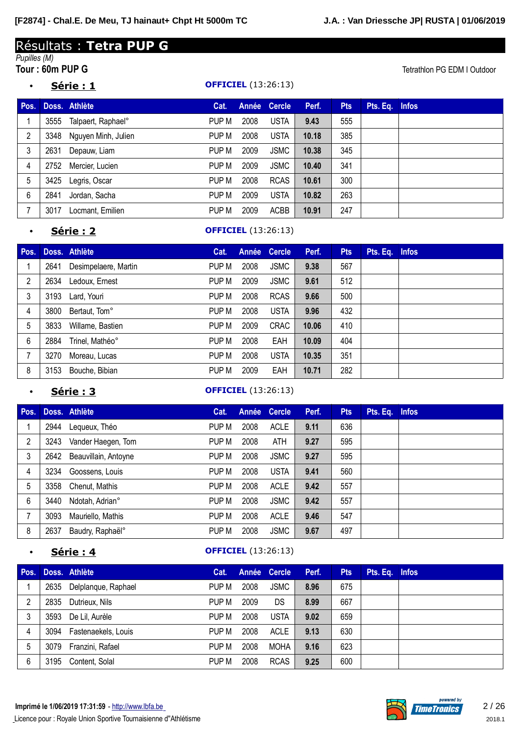# Résultats : **Tetra PUP G**

*Pupilles (M)*

**Tour : 60m PUP G**

Tetrathlon PG EDM I Outdoor

- **Série : 1** — **OFFICIEL** (13:26:13)

| Pos. | Doss. | Athlète | Cat. | Année | Cercle | Perf. | Pts | Pts. Eq. | Infos |
|---|---|---|---|---|---|---|---|---|---|
| 1 | 3555 | Talpaert, Raphael° | PUP M | 2008 | USTA | **9.43** | 555 | | |
| 2 | 3348 | Nguyen Minh, Julien | PUP M | 2008 | USTA | **10.18** | 385 | | |
| 3 | 2631 | Depauw, Liam | PUP M | 2009 | JSMC | **10.38** | 345 | | |
| 4 | 2752 | Mercier, Lucien | PUP M | 2009 | JSMC | **10.40** | 341 | | |
| 5 | 3425 | Legris, Oscar | PUP M | 2008 | RCAS | **10.61** | 300 | | |
| 6 | 2841 | Jordan, Sacha | PUP M | 2009 | USTA | **10.82** | 263 | | |
| 7 | 3017 | Locmant, Emilien | PUP M | 2009 | ACBB | **10.91** | 247 | | |

- **Série : 2** — **OFFICIEL** (13:26:13)

| Pos. | Doss. | Athlète | Cat. | Année | Cercle | Perf. | Pts | Pts. Eq. | Infos |
|---|---|---|---|---|---|---|---|---|---|
| 1 | 2641 | Desimpelaere, Martin | PUP M | 2008 | JSMC | **9.38** | 567 | | |
| 2 | 2634 | Ledoux, Ernest | PUP M | 2009 | JSMC | **9.61** | 512 | | |
| 3 | 3193 | Lard, Youri | PUP M | 2008 | RCAS | **9.66** | 500 | | |
| 4 | 3800 | Bertaut, Tom° | PUP M | 2008 | USTA | **9.96** | 432 | | |
| 5 | 3833 | Willame, Bastien | PUP M | 2009 | CRAC | **10.06** | 410 | | |
| 6 | 2884 | Trinel, Mathéo° | PUP M | 2008 | EAH | **10.09** | 404 | | |
| 7 | 3270 | Moreau, Lucas | PUP M | 2008 | USTA | **10.35** | 351 | | |
| 8 | 3153 | Bouche, Bibian | PUP M | 2009 | EAH | **10.71** | 282 | | |

- **Série : 3** — **OFFICIEL** (13:26:13)

| Pos. | Doss. | Athlète | Cat. | Année | Cercle | Perf. | Pts | Pts. Eq. | Infos |
|---|---|---|---|---|---|---|---|---|---|
| 1 | 2944 | Lequeux, Théo | PUP M | 2008 | ACLE | **9.11** | 636 | | |
| 2 | 3243 | Vander Haegen, Tom | PUP M | 2008 | ATH | **9.27** | 595 | | |
| 3 | 2642 | Beauvillain, Antoyne | PUP M | 2008 | JSMC | **9.27** | 595 | | |
| 4 | 3234 | Goossens, Louis | PUP M | 2008 | USTA | **9.41** | 560 | | |
| 5 | 3358 | Chenut, Mathis | PUP M | 2008 | ACLE | **9.42** | 557 | | |
| 6 | 3440 | Ndotah, Adrian° | PUP M | 2008 | JSMC | **9.42** | 557 | | |
| 7 | 3093 | Mauriello, Mathis | PUP M | 2008 | ACLE | **9.46** | 547 | | |
| 8 | 2637 | Baudry, Raphaël° | PUP M | 2008 | JSMC | **9.67** | 497 | | |

- **Série : 4** — **OFFICIEL** (13:26:13)

| Pos. | Doss. | Athlète | Cat. | Année | Cercle | Perf. | Pts | Pts. Eq. | Infos |
|---|---|---|---|---|---|---|---|---|---|
| 1 | 2635 | Delplanque, Raphael | PUP M | 2008 | JSMC | **8.96** | 675 | | |
| 2 | 2835 | Dutrieux, Nils | PUP M | 2009 | DS | **8.99** | 667 | | |
| 3 | 3593 | De Lil, Aurèle | PUP M | 2008 | USTA | **9.02** | 659 | | |
| 4 | 3094 | Fastenaekels, Louis | PUP M | 2008 | ACLE | **9.13** | 630 | | |
| 5 | 3079 | Franzini, Rafael | PUP M | 2008 | MOHA | **9.16** | 623 | | |
| 6 | 3195 | Content, Solal | PUP M | 2008 | RCAS | **9.25** | 600 | | |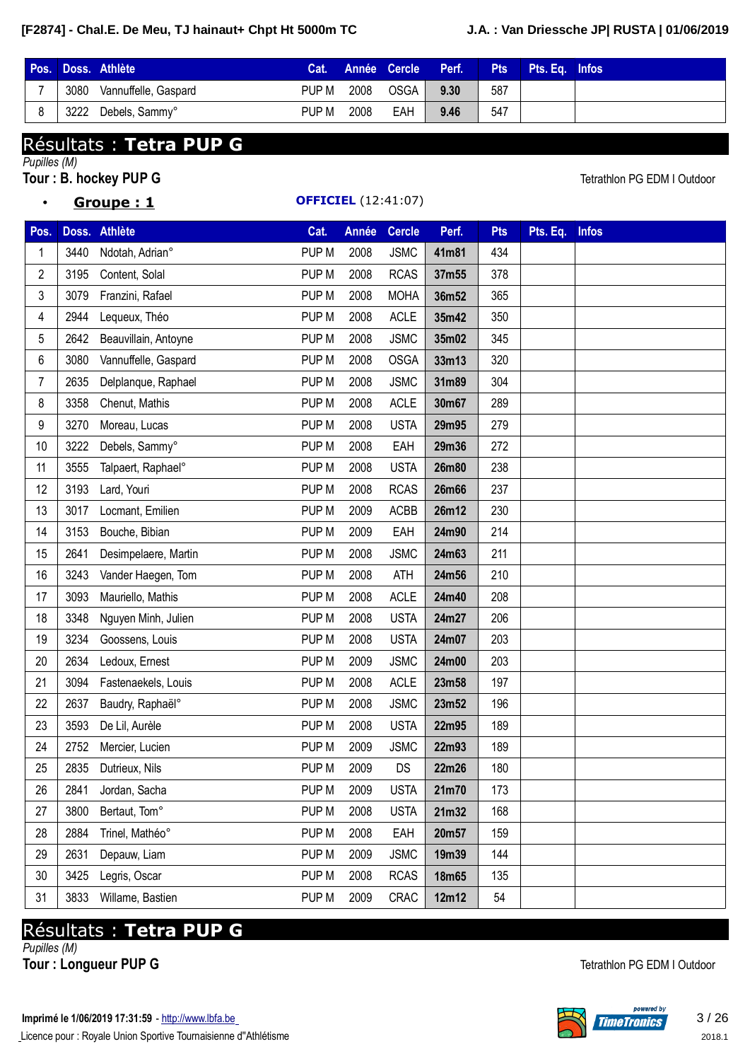| Pos. | Doss. | Athlète | Cat. | Année | Cercle | Perf. | Pts | Pts. Eq. | Infos |
|---|---|---|---|---|---|---|---|---|---|
| 7 | 3080 | Vannuffele, Gaspard | PUP M | 2008 | OSGA | **9.30** | 587 | | |
| 8 | 3222 | Debels, Sammy° | PUP M | 2008 | EAH | **9.46** | 547 | | |

## Résultats : **Tetra PUP G**

*Pupilles (M)*

**Tour : B. hockey PUP G**

Tetrathlon PG EDM I Outdoor

- **Groupe : 1**

**OFFICIEL** (12:41:07)

| Pos. | Doss. | Athlète | Cat. | Année | Cercle | Perf. | Pts | Pts. Eq. | Infos |
|---|---|---|---|---|---|---|---|---|---|
| 1 | 3440 | Ndotah, Adrian° | PUP M | 2008 | JSMC | **41m81** | 434 | | |
| 2 | 3195 | Content, Solal | PUP M | 2008 | RCAS | **37m55** | 378 | | |
| 3 | 3079 | Franzini, Rafael | PUP M | 2008 | MOHA | **36m52** | 365 | | |
| 4 | 2944 | Lequeux, Théo | PUP M | 2008 | ACLE | **35m42** | 350 | | |
| 5 | 2642 | Beauvillain, Antoyne | PUP M | 2008 | JSMC | **35m02** | 345 | | |
| 6 | 3080 | Vannuffele, Gaspard | PUP M | 2008 | OSGA | **33m13** | 320 | | |
| 7 | 2635 | Delplanque, Raphael | PUP M | 2008 | JSMC | **31m89** | 304 | | |
| 8 | 3358 | Chenut, Mathis | PUP M | 2008 | ACLE | **30m67** | 289 | | |
| 9 | 3270 | Moreau, Lucas | PUP M | 2008 | USTA | **29m95** | 279 | | |
| 10 | 3222 | Debels, Sammy° | PUP M | 2008 | EAH | **29m36** | 272 | | |
| 11 | 3555 | Talpaert, Raphael° | PUP M | 2008 | USTA | **26m80** | 238 | | |
| 12 | 3193 | Lard, Youri | PUP M | 2008 | RCAS | **26m66** | 237 | | |
| 13 | 3017 | Locmant, Emilien | PUP M | 2009 | ACBB | **26m12** | 230 | | |
| 14 | 3153 | Bouche, Bibian | PUP M | 2009 | EAH | **24m90** | 214 | | |
| 15 | 2641 | Desimpelaere, Martin | PUP M | 2008 | JSMC | **24m63** | 211 | | |
| 16 | 3243 | Vander Haegen, Tom | PUP M | 2008 | ATH | **24m56** | 210 | | |
| 17 | 3093 | Mauriello, Mathis | PUP M | 2008 | ACLE | **24m40** | 208 | | |
| 18 | 3348 | Nguyen Minh, Julien | PUP M | 2008 | USTA | **24m27** | 206 | | |
| 19 | 3234 | Goossens, Louis | PUP M | 2008 | USTA | **24m07** | 203 | | |
| 20 | 2634 | Ledoux, Ernest | PUP M | 2009 | JSMC | **24m00** | 203 | | |
| 21 | 3094 | Fastenaekels, Louis | PUP M | 2008 | ACLE | **23m58** | 197 | | |
| 22 | 2637 | Baudry, Raphaël° | PUP M | 2008 | JSMC | **23m52** | 196 | | |
| 23 | 3593 | De Lil, Aurèle | PUP M | 2008 | USTA | **22m95** | 189 | | |
| 24 | 2752 | Mercier, Lucien | PUP M | 2009 | JSMC | **22m93** | 189 | | |
| 25 | 2835 | Dutrieux, Nils | PUP M | 2009 | DS | **22m26** | 180 | | |
| 26 | 2841 | Jordan, Sacha | PUP M | 2009 | USTA | **21m70** | 173 | | |
| 27 | 3800 | Bertaut, Tom° | PUP M | 2008 | USTA | **21m32** | 168 | | |
| 28 | 2884 | Trinel, Mathéo° | PUP M | 2008 | EAH | **20m57** | 159 | | |
| 29 | 2631 | Depauw, Liam | PUP M | 2009 | JSMC | **19m39** | 144 | | |
| 30 | 3425 | Legris, Oscar | PUP M | 2008 | RCAS | **18m65** | 135 | | |
| 31 | 3833 | Willame, Bastien | PUP M | 2009 | CRAC | **12m12** | 54 | | |

## Résultats : **Tetra PUP G**

*Pupilles (M)*

**Tour : Longueur PUP G**

Tetrathlon PG EDM I Outdoor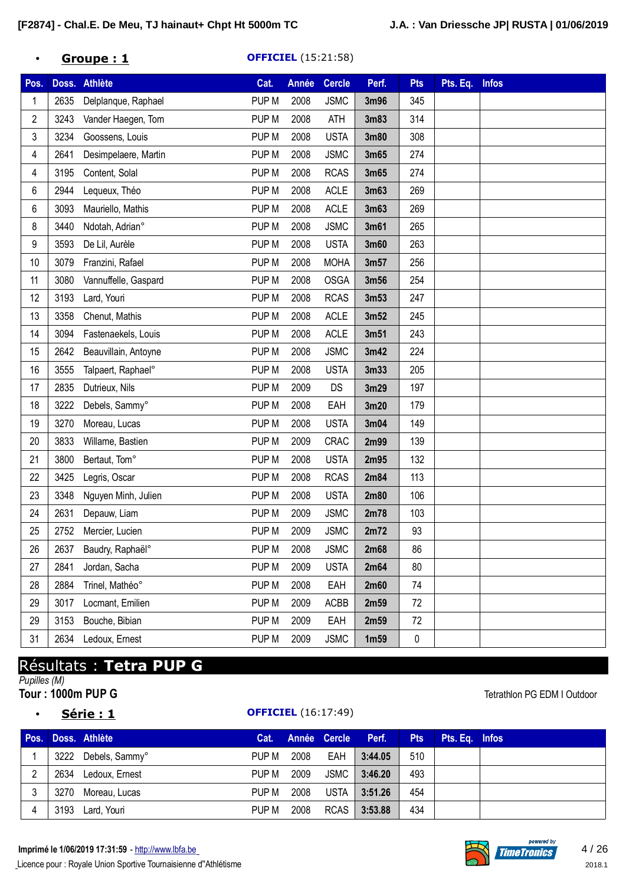- **Groupe : 1** **OFFICIEL** (15:21:58)

| Pos. | Doss. | Athlète | Cat. | Année | Cercle | Perf. | Pts | Pts. Eq. | Infos |
|---|---|---|---|---|---|---|---|---|---|
| 1 | 2635 | Delplanque, Raphael | PUP M | 2008 | JSMC | 3m96 | 345 | | |
| 2 | 3243 | Vander Haegen, Tom | PUP M | 2008 | ATH | 3m83 | 314 | | |
| 3 | 3234 | Goossens, Louis | PUP M | 2008 | USTA | 3m80 | 308 | | |
| 4 | 2641 | Desimpelaere, Martin | PUP M | 2008 | JSMC | 3m65 | 274 | | |
| 4 | 3195 | Content, Solal | PUP M | 2008 | RCAS | 3m65 | 274 | | |
| 6 | 2944 | Lequeux, Théo | PUP M | 2008 | ACLE | 3m63 | 269 | | |
| 6 | 3093 | Mauriello, Mathis | PUP M | 2008 | ACLE | 3m63 | 269 | | |
| 8 | 3440 | Ndotah, Adrian° | PUP M | 2008 | JSMC | 3m61 | 265 | | |
| 9 | 3593 | De Lil, Aurèle | PUP M | 2008 | USTA | 3m60 | 263 | | |
| 10 | 3079 | Franzini, Rafael | PUP M | 2008 | MOHA | 3m57 | 256 | | |
| 11 | 3080 | Vannuffelle, Gaspard | PUP M | 2008 | OSGA | 3m56 | 254 | | |
| 12 | 3193 | Lard, Youri | PUP M | 2008 | RCAS | 3m53 | 247 | | |
| 13 | 3358 | Chenut, Mathis | PUP M | 2008 | ACLE | 3m52 | 245 | | |
| 14 | 3094 | Fastenaekels, Louis | PUP M | 2008 | ACLE | 3m51 | 243 | | |
| 15 | 2642 | Beauvillain, Antoyne | PUP M | 2008 | JSMC | 3m42 | 224 | | |
| 16 | 3555 | Talpaert, Raphael° | PUP M | 2008 | USTA | 3m33 | 205 | | |
| 17 | 2835 | Dutrieux, Nils | PUP M | 2009 | DS | 3m29 | 197 | | |
| 18 | 3222 | Debels, Sammy° | PUP M | 2008 | EAH | 3m20 | 179 | | |
| 19 | 3270 | Moreau, Lucas | PUP M | 2008 | USTA | 3m04 | 149 | | |
| 20 | 3833 | Willame, Bastien | PUP M | 2009 | CRAC | 2m99 | 139 | | |
| 21 | 3800 | Bertaut, Tom° | PUP M | 2008 | USTA | 2m95 | 132 | | |
| 22 | 3425 | Legris, Oscar | PUP M | 2008 | RCAS | 2m84 | 113 | | |
| 23 | 3348 | Nguyen Minh, Julien | PUP M | 2008 | USTA | 2m80 | 106 | | |
| 24 | 2631 | Depauw, Liam | PUP M | 2009 | JSMC | 2m78 | 103 | | |
| 25 | 2752 | Mercier, Lucien | PUP M | 2009 | JSMC | 2m72 | 93 | | |
| 26 | 2637 | Baudry, Raphaël° | PUP M | 2008 | JSMC | 2m68 | 86 | | |
| 27 | 2841 | Jordan, Sacha | PUP M | 2009 | USTA | 2m64 | 80 | | |
| 28 | 2884 | Trinel, Mathéo° | PUP M | 2008 | EAH | 2m60 | 74 | | |
| 29 | 3017 | Locmant, Emilien | PUP M | 2009 | ACBB | 2m59 | 72 | | |
| 29 | 3153 | Bouche, Bibian | PUP M | 2009 | EAH | 2m59 | 72 | | |
| 31 | 2634 | Ledoux, Ernest | PUP M | 2009 | JSMC | 1m59 | 0 | | |

# Résultats : **Tetra PUP G**

*Pupilles (M)*

**Tour : 1000m PUP G**

Tetrathlon PG EDM I Outdoor

- **Série : 1** **OFFICIEL** (16:17:49)

| Pos. | Doss. | Athlète | Cat. | Année | Cercle | Perf. | Pts | Pts. Eq. | Infos |
|---|---|---|---|---|---|---|---|---|---|
| 1 | 3222 | Debels, Sammy° | PUP M | 2008 | EAH | 3:44.05 | 510 | | |
| 2 | 2634 | Ledoux, Ernest | PUP M | 2009 | JSMC | 3:46.20 | 493 | | |
| 3 | 3270 | Moreau, Lucas | PUP M | 2008 | USTA | 3:51.26 | 454 | | |
| 4 | 3193 | Lard, Youri | PUP M | 2008 | RCAS | 3:53.88 | 434 | | |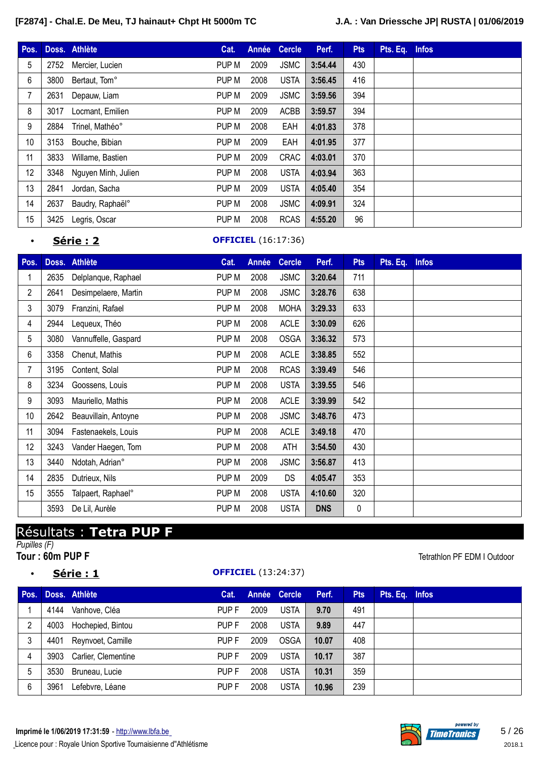| Pos. | Doss. | Athlète | Cat. | Année | Cercle | Perf. | Pts | Pts. Eq. | Infos |
|---|---|---|---|---|---|---|---|---|---|
| 5 | 2752 | Mercier, Lucien | PUP M | 2009 | JSMC | 3:54.44 | 430 | | |
| 6 | 3800 | Bertaut, Tom° | PUP M | 2008 | USTA | 3:56.45 | 416 | | |
| 7 | 2631 | Depauw, Liam | PUP M | 2009 | JSMC | 3:59.56 | 394 | | |
| 8 | 3017 | Locmant, Emilien | PUP M | 2009 | ACBB | 3:59.57 | 394 | | |
| 9 | 2884 | Trinel, Mathéo° | PUP M | 2008 | EAH | 4:01.83 | 378 | | |
| 10 | 3153 | Bouche, Bibian | PUP M | 2009 | EAH | 4:01.95 | 377 | | |
| 11 | 3833 | Willame, Bastien | PUP M | 2009 | CRAC | 4:03.01 | 370 | | |
| 12 | 3348 | Nguyen Minh, Julien | PUP M | 2008 | USTA | 4:03.94 | 363 | | |
| 13 | 2841 | Jordan, Sacha | PUP M | 2009 | USTA | 4:05.40 | 354 | | |
| 14 | 2637 | Baudry, Raphaël° | PUP M | 2008 | JSMC | 4:09.91 | 324 | | |
| 15 | 3425 | Legris, Oscar | PUP M | 2008 | RCAS | 4:55.20 | 96 | | |

- **Série : 2** **OFFICIEL** (16:17:36)

| Pos. | Doss. | Athlète | Cat. | Année | Cercle | Perf. | Pts | Pts. Eq. | Infos |
|---|---|---|---|---|---|---|---|---|---|
| 1 | 2635 | Delplanque, Raphael | PUP M | 2008 | JSMC | 3:20.64 | 711 | | |
| 2 | 2641 | Desimpelaere, Martin | PUP M | 2008 | JSMC | 3:28.76 | 638 | | |
| 3 | 3079 | Franzini, Rafael | PUP M | 2008 | MOHA | 3:29.33 | 633 | | |
| 4 | 2944 | Lequeux, Théo | PUP M | 2008 | ACLE | 3:30.09 | 626 | | |
| 5 | 3080 | Vannuffelle, Gaspard | PUP M | 2008 | OSGA | 3:36.32 | 573 | | |
| 6 | 3358 | Chenut, Mathis | PUP M | 2008 | ACLE | 3:38.85 | 552 | | |
| 7 | 3195 | Content, Solal | PUP M | 2008 | RCAS | 3:39.49 | 546 | | |
| 8 | 3234 | Goossens, Louis | PUP M | 2008 | USTA | 3:39.55 | 546 | | |
| 9 | 3093 | Mauriello, Mathis | PUP M | 2008 | ACLE | 3:39.99 | 542 | | |
| 10 | 2642 | Beauvillain, Antoyne | PUP M | 2008 | JSMC | 3:48.76 | 473 | | |
| 11 | 3094 | Fastenaekels, Louis | PUP M | 2008 | ACLE | 3:49.18 | 470 | | |
| 12 | 3243 | Vander Haegen, Tom | PUP M | 2008 | ATH | 3:54.50 | 430 | | |
| 13 | 3440 | Ndotah, Adrian° | PUP M | 2008 | JSMC | 3:56.87 | 413 | | |
| 14 | 2835 | Dutrieux, Nils | PUP M | 2009 | DS | 4:05.47 | 353 | | |
| 15 | 3555 | Talpaert, Raphael° | PUP M | 2008 | USTA | 4:10.60 | 320 | | |
| | 3593 | De Lil, Aurèle | PUP M | 2008 | USTA | DNS | 0 | | |

# Résultats : **Tetra PUP F**

*Pupilles (F)*

**Tour : 60m PUP F** — Tetrathlon PF EDM I Outdoor

- **Série : 1** **OFFICIEL** (13:24:37)

| Pos. | Doss. | Athlète | Cat. | Année | Cercle | Perf. | Pts | Pts. Eq. | Infos |
|---|---|---|---|---|---|---|---|---|---|
| 1 | 4144 | Vanhove, Cléa | PUP F | 2009 | USTA | 9.70 | 491 | | |
| 2 | 4003 | Hochepied, Bintou | PUP F | 2008 | USTA | 9.89 | 447 | | |
| 3 | 4401 | Reynvoet, Camille | PUP F | 2009 | OSGA | 10.07 | 408 | | |
| 4 | 3903 | Carlier, Clementine | PUP F | 2009 | USTA | 10.17 | 387 | | |
| 5 | 3530 | Bruneau, Lucie | PUP F | 2008 | USTA | 10.31 | 359 | | |
| 6 | 3961 | Lefebvre, Léane | PUP F | 2008 | USTA | 10.96 | 239 | | |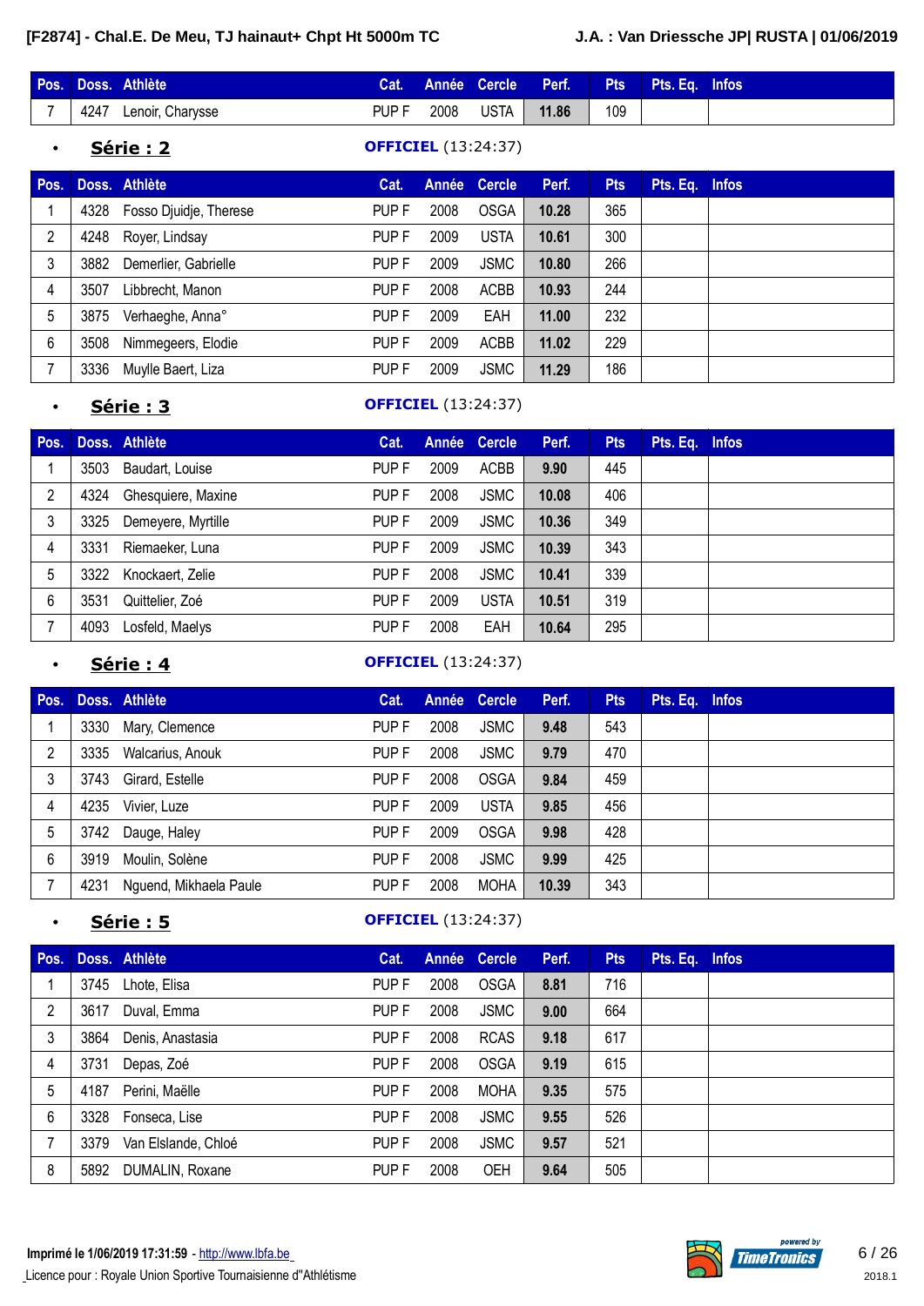| Pos. | Doss. | Athlète | Cat. | Année | Cercle | Perf. | Pts | Pts. Eq. | Infos |
|---|---|---|---|---|---|---|---|---|---|
| 7 | 4247 | Lenoir, Charysse | PUP F | 2008 | USTA | **11.86** | 109 | | |

- **Série : 2** **OFFICIEL** (13:24:37)

| Pos. | Doss. | Athlète | Cat. | Année | Cercle | Perf. | Pts | Pts. Eq. | Infos |
|---|---|---|---|---|---|---|---|---|---|
| 1 | 4328 | Fosso Djuidje, Therese | PUP F | 2008 | OSGA | **10.28** | 365 | | |
| 2 | 4248 | Royer, Lindsay | PUP F | 2009 | USTA | **10.61** | 300 | | |
| 3 | 3882 | Demerlier, Gabrielle | PUP F | 2009 | JSMC | **10.80** | 266 | | |
| 4 | 3507 | Libbrecht, Manon | PUP F | 2008 | ACBB | **10.93** | 244 | | |
| 5 | 3875 | Verhaeghe, Anna° | PUP F | 2009 | EAH | **11.00** | 232 | | |
| 6 | 3508 | Nimmegeers, Elodie | PUP F | 2009 | ACBB | **11.02** | 229 | | |
| 7 | 3336 | Muylle Baert, Liza | PUP F | 2009 | JSMC | **11.29** | 186 | | |

- **Série : 3** **OFFICIEL** (13:24:37)

| Pos. | Doss. | Athlète | Cat. | Année | Cercle | Perf. | Pts | Pts. Eq. | Infos |
|---|---|---|---|---|---|---|---|---|---|
| 1 | 3503 | Baudart, Louise | PUP F | 2009 | ACBB | **9.90** | 445 | | |
| 2 | 4324 | Ghesquiere, Maxine | PUP F | 2008 | JSMC | **10.08** | 406 | | |
| 3 | 3325 | Demeyere, Myrtille | PUP F | 2009 | JSMC | **10.36** | 349 | | |
| 4 | 3331 | Riemaeker, Luna | PUP F | 2009 | JSMC | **10.39** | 343 | | |
| 5 | 3322 | Knockaert, Zelie | PUP F | 2008 | JSMC | **10.41** | 339 | | |
| 6 | 3531 | Quittelier, Zoé | PUP F | 2009 | USTA | **10.51** | 319 | | |
| 7 | 4093 | Losfeld, Maelys | PUP F | 2008 | EAH | **10.64** | 295 | | |

- **Série : 4** **OFFICIEL** (13:24:37)

| Pos. | Doss. | Athlète | Cat. | Année | Cercle | Perf. | Pts | Pts. Eq. | Infos |
|---|---|---|---|---|---|---|---|---|---|
| 1 | 3330 | Mary, Clemence | PUP F | 2008 | JSMC | **9.48** | 543 | | |
| 2 | 3335 | Walcarius, Anouk | PUP F | 2008 | JSMC | **9.79** | 470 | | |
| 3 | 3743 | Girard, Estelle | PUP F | 2008 | OSGA | **9.84** | 459 | | |
| 4 | 4235 | Vivier, Luze | PUP F | 2009 | USTA | **9.85** | 456 | | |
| 5 | 3742 | Dauge, Haley | PUP F | 2009 | OSGA | **9.98** | 428 | | |
| 6 | 3919 | Moulin, Solène | PUP F | 2008 | JSMC | **9.99** | 425 | | |
| 7 | 4231 | Nguend, Mikhaela Paule | PUP F | 2008 | MOHA | **10.39** | 343 | | |

- **Série : 5** **OFFICIEL** (13:24:37)

| Pos. | Doss. | Athlète | Cat. | Année | Cercle | Perf. | Pts | Pts. Eq. | Infos |
|---|---|---|---|---|---|---|---|---|---|
| 1 | 3745 | Lhote, Elisa | PUP F | 2008 | OSGA | **8.81** | 716 | | |
| 2 | 3617 | Duval, Emma | PUP F | 2008 | JSMC | **9.00** | 664 | | |
| 3 | 3864 | Denis, Anastasia | PUP F | 2008 | RCAS | **9.18** | 617 | | |
| 4 | 3731 | Depas, Zoé | PUP F | 2008 | OSGA | **9.19** | 615 | | |
| 5 | 4187 | Perini, Maëlle | PUP F | 2008 | MOHA | **9.35** | 575 | | |
| 6 | 3328 | Fonseca, Lise | PUP F | 2008 | JSMC | **9.55** | 526 | | |
| 7 | 3379 | Van Elslande, Chloé | PUP F | 2008 | JSMC | **9.57** | 521 | | |
| 8 | 5892 | DUMALIN, Roxane | PUP F | 2008 | OEH | **9.64** | 505 | | |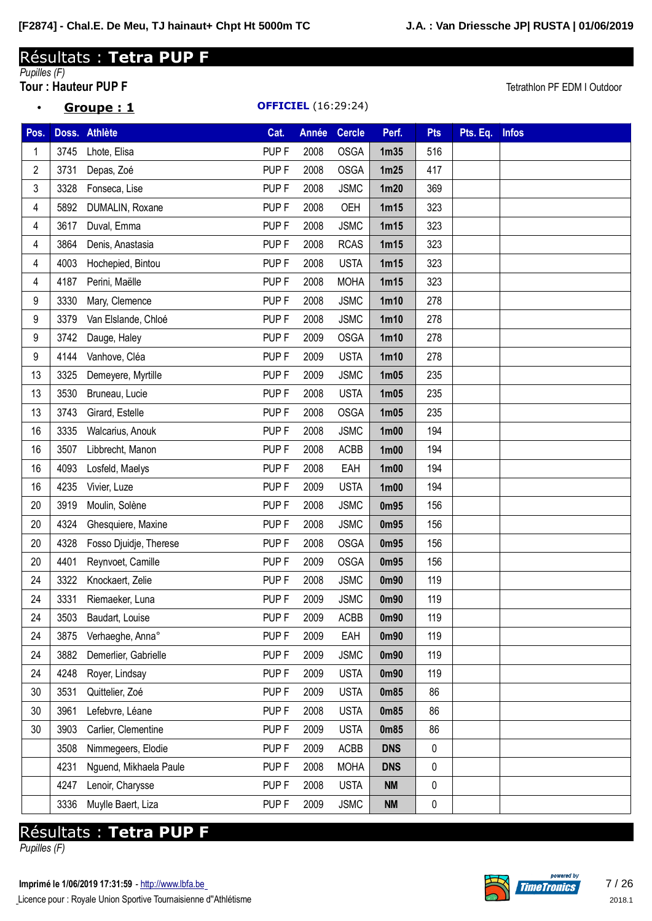# Résultats : **Tetra PUP F**

*Pupilles (F)*

**Tour : Hauteur PUP F**

Tetrathlon PF EDM I Outdoor

- **Groupe : 1** **OFFICIEL** (16:29:24)

| Pos. | Doss. | Athlète | Cat. | Année | Cercle | Perf. | Pts | Pts. Eq. | Infos |
|---|---|---|---|---|---|---|---|---|---|
| 1 | 3745 | Lhote, Elisa | PUP F | 2008 | OSGA | 1m35 | 516 | | |
| 2 | 3731 | Depas, Zoé | PUP F | 2008 | OSGA | 1m25 | 417 | | |
| 3 | 3328 | Fonseca, Lise | PUP F | 2008 | JSMC | 1m20 | 369 | | |
| 4 | 5892 | DUMALIN, Roxane | PUP F | 2008 | OEH | 1m15 | 323 | | |
| 4 | 3617 | Duval, Emma | PUP F | 2008 | JSMC | 1m15 | 323 | | |
| 4 | 3864 | Denis, Anastasia | PUP F | 2008 | RCAS | 1m15 | 323 | | |
| 4 | 4003 | Hochepied, Bintou | PUP F | 2008 | USTA | 1m15 | 323 | | |
| 4 | 4187 | Perini, Maëlle | PUP F | 2008 | MOHA | 1m15 | 323 | | |
| 9 | 3330 | Mary, Clemence | PUP F | 2008 | JSMC | 1m10 | 278 | | |
| 9 | 3379 | Van Elslande, Chloé | PUP F | 2008 | JSMC | 1m10 | 278 | | |
| 9 | 3742 | Dauge, Haley | PUP F | 2009 | OSGA | 1m10 | 278 | | |
| 9 | 4144 | Vanhove, Cléa | PUP F | 2009 | USTA | 1m10 | 278 | | |
| 13 | 3325 | Demeyere, Myrtille | PUP F | 2009 | JSMC | 1m05 | 235 | | |
| 13 | 3530 | Bruneau, Lucie | PUP F | 2008 | USTA | 1m05 | 235 | | |
| 13 | 3743 | Girard, Estelle | PUP F | 2008 | OSGA | 1m05 | 235 | | |
| 16 | 3335 | Walcarius, Anouk | PUP F | 2008 | JSMC | 1m00 | 194 | | |
| 16 | 3507 | Libbrecht, Manon | PUP F | 2008 | ACBB | 1m00 | 194 | | |
| 16 | 4093 | Losfeld, Maelys | PUP F | 2008 | EAH | 1m00 | 194 | | |
| 16 | 4235 | Vivier, Luze | PUP F | 2009 | USTA | 1m00 | 194 | | |
| 20 | 3919 | Moulin, Solène | PUP F | 2008 | JSMC | 0m95 | 156 | | |
| 20 | 4324 | Ghesquiere, Maxine | PUP F | 2008 | JSMC | 0m95 | 156 | | |
| 20 | 4328 | Fosso Djuidje, Therese | PUP F | 2008 | OSGA | 0m95 | 156 | | |
| 20 | 4401 | Reynvoet, Camille | PUP F | 2009 | OSGA | 0m95 | 156 | | |
| 24 | 3322 | Knockaert, Zelie | PUP F | 2008 | JSMC | 0m90 | 119 | | |
| 24 | 3331 | Riemaeker, Luna | PUP F | 2009 | JSMC | 0m90 | 119 | | |
| 24 | 3503 | Baudart, Louise | PUP F | 2009 | ACBB | 0m90 | 119 | | |
| 24 | 3875 | Verhaeghe, Anna° | PUP F | 2009 | EAH | 0m90 | 119 | | |
| 24 | 3882 | Demerlier, Gabrielle | PUP F | 2009 | JSMC | 0m90 | 119 | | |
| 24 | 4248 | Royer, Lindsay | PUP F | 2009 | USTA | 0m90 | 119 | | |
| 30 | 3531 | Quittelier, Zoé | PUP F | 2009 | USTA | 0m85 | 86 | | |
| 30 | 3961 | Lefebvre, Léane | PUP F | 2008 | USTA | 0m85 | 86 | | |
| 30 | 3903 | Carlier, Clementine | PUP F | 2009 | USTA | 0m85 | 86 | | |
| | 3508 | Nimmegeers, Elodie | PUP F | 2009 | ACBB | DNS | 0 | | |
| | 4231 | Nguend, Mikhaela Paule | PUP F | 2008 | MOHA | DNS | 0 | | |
| | 4247 | Lenoir, Charysse | PUP F | 2008 | USTA | NM | 0 | | |
| | 3336 | Muylle Baert, Liza | PUP F | 2009 | JSMC | NM | 0 | | |

# Résultats : **Tetra PUP F**

*Pupilles (F)*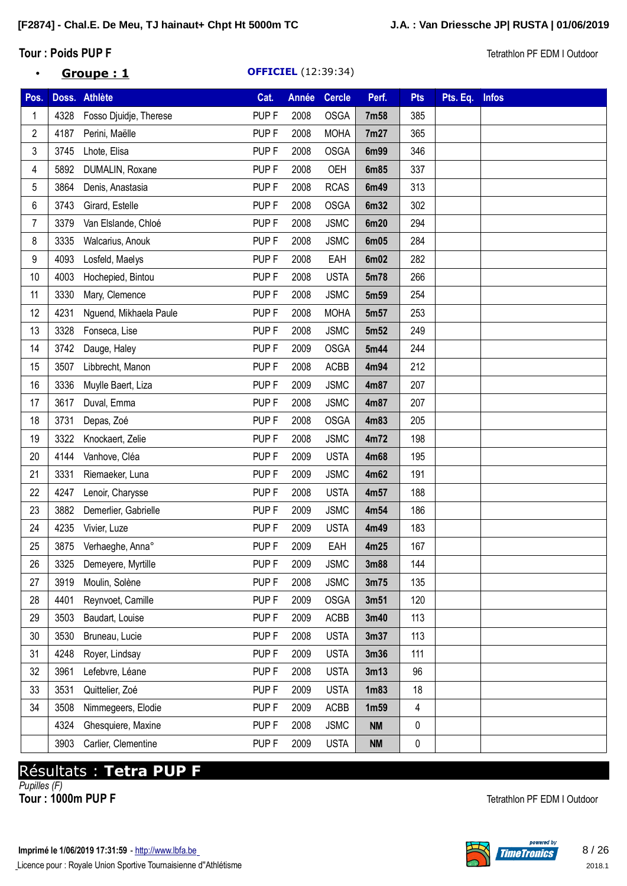Tour : Poids PUP F

Tetrathlon PF EDM I Outdoor

- **Groupe : 1** — **OFFICIEL** (12:39:34)

| Pos. | Doss. | Athlète | Cat. | Année | Cercle | Perf. | Pts | Pts. Eq. | Infos |
|---|---|---|---|---|---|---|---|---|---|
| 1 | 4328 | Fosso Djuidje, Therese | PUP F | 2008 | OSGA | **7m58** | 385 | | |
| 2 | 4187 | Perini, Maëlle | PUP F | 2008 | MOHA | **7m27** | 365 | | |
| 3 | 3745 | Lhote, Elisa | PUP F | 2008 | OSGA | **6m99** | 346 | | |
| 4 | 5892 | DUMALIN, Roxane | PUP F | 2008 | OEH | **6m85** | 337 | | |
| 5 | 3864 | Denis, Anastasia | PUP F | 2008 | RCAS | **6m49** | 313 | | |
| 6 | 3743 | Girard, Estelle | PUP F | 2008 | OSGA | **6m32** | 302 | | |
| 7 | 3379 | Van Elslande, Chloé | PUP F | 2008 | JSMC | **6m20** | 294 | | |
| 8 | 3335 | Walcarius, Anouk | PUP F | 2008 | JSMC | **6m05** | 284 | | |
| 9 | 4093 | Losfeld, Maelys | PUP F | 2008 | EAH | **6m02** | 282 | | |
| 10 | 4003 | Hochepied, Bintou | PUP F | 2008 | USTA | **5m78** | 266 | | |
| 11 | 3330 | Mary, Clemence | PUP F | 2008 | JSMC | **5m59** | 254 | | |
| 12 | 4231 | Nguend, Mikhaela Paule | PUP F | 2008 | MOHA | **5m57** | 253 | | |
| 13 | 3328 | Fonseca, Lise | PUP F | 2008 | JSMC | **5m52** | 249 | | |
| 14 | 3742 | Dauge, Haley | PUP F | 2009 | OSGA | **5m44** | 244 | | |
| 15 | 3507 | Libbrecht, Manon | PUP F | 2008 | ACBB | **4m94** | 212 | | |
| 16 | 3336 | Muylle Baert, Liza | PUP F | 2009 | JSMC | **4m87** | 207 | | |
| 17 | 3617 | Duval, Emma | PUP F | 2008 | JSMC | **4m87** | 207 | | |
| 18 | 3731 | Depas, Zoé | PUP F | 2008 | OSGA | **4m83** | 205 | | |
| 19 | 3322 | Knockaert, Zelie | PUP F | 2008 | JSMC | **4m72** | 198 | | |
| 20 | 4144 | Vanhove, Cléa | PUP F | 2009 | USTA | **4m68** | 195 | | |
| 21 | 3331 | Riemaeker, Luna | PUP F | 2009 | JSMC | **4m62** | 191 | | |
| 22 | 4247 | Lenoir, Charysse | PUP F | 2008 | USTA | **4m57** | 188 | | |
| 23 | 3882 | Demerlier, Gabrielle | PUP F | 2009 | JSMC | **4m54** | 186 | | |
| 24 | 4235 | Vivier, Luze | PUP F | 2009 | USTA | **4m49** | 183 | | |
| 25 | 3875 | Verhaeghe, Anna° | PUP F | 2009 | EAH | **4m25** | 167 | | |
| 26 | 3325 | Demeyere, Myrtille | PUP F | 2009 | JSMC | **3m88** | 144 | | |
| 27 | 3919 | Moulin, Solène | PUP F | 2008 | JSMC | **3m75** | 135 | | |
| 28 | 4401 | Reynvoet, Camille | PUP F | 2009 | OSGA | **3m51** | 120 | | |
| 29 | 3503 | Baudart, Louise | PUP F | 2009 | ACBB | **3m40** | 113 | | |
| 30 | 3530 | Bruneau, Lucie | PUP F | 2008 | USTA | **3m37** | 113 | | |
| 31 | 4248 | Royer, Lindsay | PUP F | 2009 | USTA | **3m36** | 111 | | |
| 32 | 3961 | Lefebvre, Léane | PUP F | 2008 | USTA | **3m13** | 96 | | |
| 33 | 3531 | Quittelier, Zoé | PUP F | 2009 | USTA | **1m83** | 18 | | |
| 34 | 3508 | Nimmegeers, Elodie | PUP F | 2009 | ACBB | **1m59** | 4 | | |
| | 4324 | Ghesquiere, Maxine | PUP F | 2008 | JSMC | **NM** | 0 | | |
| | 3903 | Carlier, Clementine | PUP F | 2009 | USTA | **NM** | 0 | | |

## Résultats : **Tetra PUP F**

*Pupilles (F)*

Tour : 1000m PUP F

Tetrathlon PF EDM I Outdoor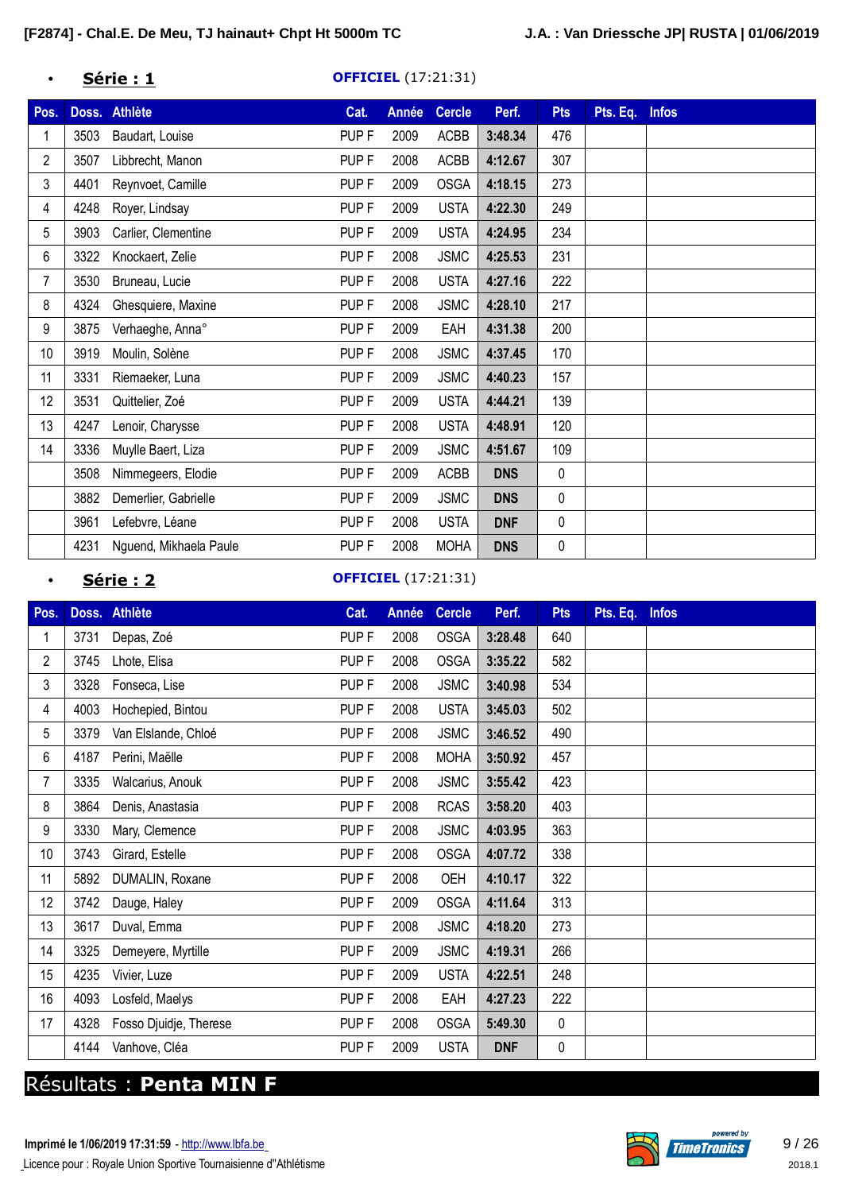- **Série : 1** **OFFICIEL** (17:21:31)

| Pos. | Doss. | Athlète | Cat. | Année | Cercle | Perf. | Pts | Pts. Eq. | Infos |
|---|---|---|---|---|---|---|---|---|---|
| 1 | 3503 | Baudart, Louise | PUP F | 2009 | ACBB | **3:48.34** | 476 | | |
| 2 | 3507 | Libbrecht, Manon | PUP F | 2008 | ACBB | **4:12.67** | 307 | | |
| 3 | 4401 | Reynvoet, Camille | PUP F | 2009 | OSGA | **4:18.15** | 273 | | |
| 4 | 4248 | Royer, Lindsay | PUP F | 2009 | USTA | **4:22.30** | 249 | | |
| 5 | 3903 | Carlier, Clementine | PUP F | 2009 | USTA | **4:24.95** | 234 | | |
| 6 | 3322 | Knockaert, Zelie | PUP F | 2008 | JSMC | **4:25.53** | 231 | | |
| 7 | 3530 | Bruneau, Lucie | PUP F | 2008 | USTA | **4:27.16** | 222 | | |
| 8 | 4324 | Ghesquiere, Maxine | PUP F | 2008 | JSMC | **4:28.10** | 217 | | |
| 9 | 3875 | Verhaeghe, Anna° | PUP F | 2009 | EAH | **4:31.38** | 200 | | |
| 10 | 3919 | Moulin, Solène | PUP F | 2008 | JSMC | **4:37.45** | 170 | | |
| 11 | 3331 | Riemaeker, Luna | PUP F | 2009 | JSMC | **4:40.23** | 157 | | |
| 12 | 3531 | Quittelier, Zoé | PUP F | 2009 | USTA | **4:44.21** | 139 | | |
| 13 | 4247 | Lenoir, Charysse | PUP F | 2008 | USTA | **4:48.91** | 120 | | |
| 14 | 3336 | Muylle Baert, Liza | PUP F | 2009 | JSMC | **4:51.67** | 109 | | |
| | 3508 | Nimmegeers, Elodie | PUP F | 2009 | ACBB | **DNS** | 0 | | |
| | 3882 | Demerlier, Gabrielle | PUP F | 2009 | JSMC | **DNS** | 0 | | |
| | 3961 | Lefebvre, Léane | PUP F | 2008 | USTA | **DNF** | 0 | | |
| | 4231 | Nguend, Mikhaela Paule | PUP F | 2008 | MOHA | **DNS** | 0 | | |

- **Série : 2** **OFFICIEL** (17:21:31)

| Pos. | Doss. | Athlète | Cat. | Année | Cercle | Perf. | Pts | Pts. Eq. | Infos |
|---|---|---|---|---|---|---|---|---|---|
| 1 | 3731 | Depas, Zoé | PUP F | 2008 | OSGA | **3:28.48** | 640 | | |
| 2 | 3745 | Lhote, Elisa | PUP F | 2008 | OSGA | **3:35.22** | 582 | | |
| 3 | 3328 | Fonseca, Lise | PUP F | 2008 | JSMC | **3:40.98** | 534 | | |
| 4 | 4003 | Hochepied, Bintou | PUP F | 2008 | USTA | **3:45.03** | 502 | | |
| 5 | 3379 | Van Elslande, Chloé | PUP F | 2008 | JSMC | **3:46.52** | 490 | | |
| 6 | 4187 | Perini, Maëlle | PUP F | 2008 | MOHA | **3:50.92** | 457 | | |
| 7 | 3335 | Walcarius, Anouk | PUP F | 2008 | JSMC | **3:55.42** | 423 | | |
| 8 | 3864 | Denis, Anastasia | PUP F | 2008 | RCAS | **3:58.20** | 403 | | |
| 9 | 3330 | Mary, Clemence | PUP F | 2008 | JSMC | **4:03.95** | 363 | | |
| 10 | 3743 | Girard, Estelle | PUP F | 2008 | OSGA | **4:07.72** | 338 | | |
| 11 | 5892 | DUMALIN, Roxane | PUP F | 2008 | OEH | **4:10.17** | 322 | | |
| 12 | 3742 | Dauge, Haley | PUP F | 2009 | OSGA | **4:11.64** | 313 | | |
| 13 | 3617 | Duval, Emma | PUP F | 2008 | JSMC | **4:18.20** | 273 | | |
| 14 | 3325 | Demeyere, Myrtille | PUP F | 2009 | JSMC | **4:19.31** | 266 | | |
| 15 | 4235 | Vivier, Luze | PUP F | 2009 | USTA | **4:22.51** | 248 | | |
| 16 | 4093 | Losfeld, Maelys | PUP F | 2008 | EAH | **4:27.23** | 222 | | |
| 17 | 4328 | Fosso Djuidje, Therese | PUP F | 2008 | OSGA | **5:49.30** | 0 | | |
| | 4144 | Vanhove, Cléa | PUP F | 2009 | USTA | **DNF** | 0 | | |

# Résultats : **Penta MIN F**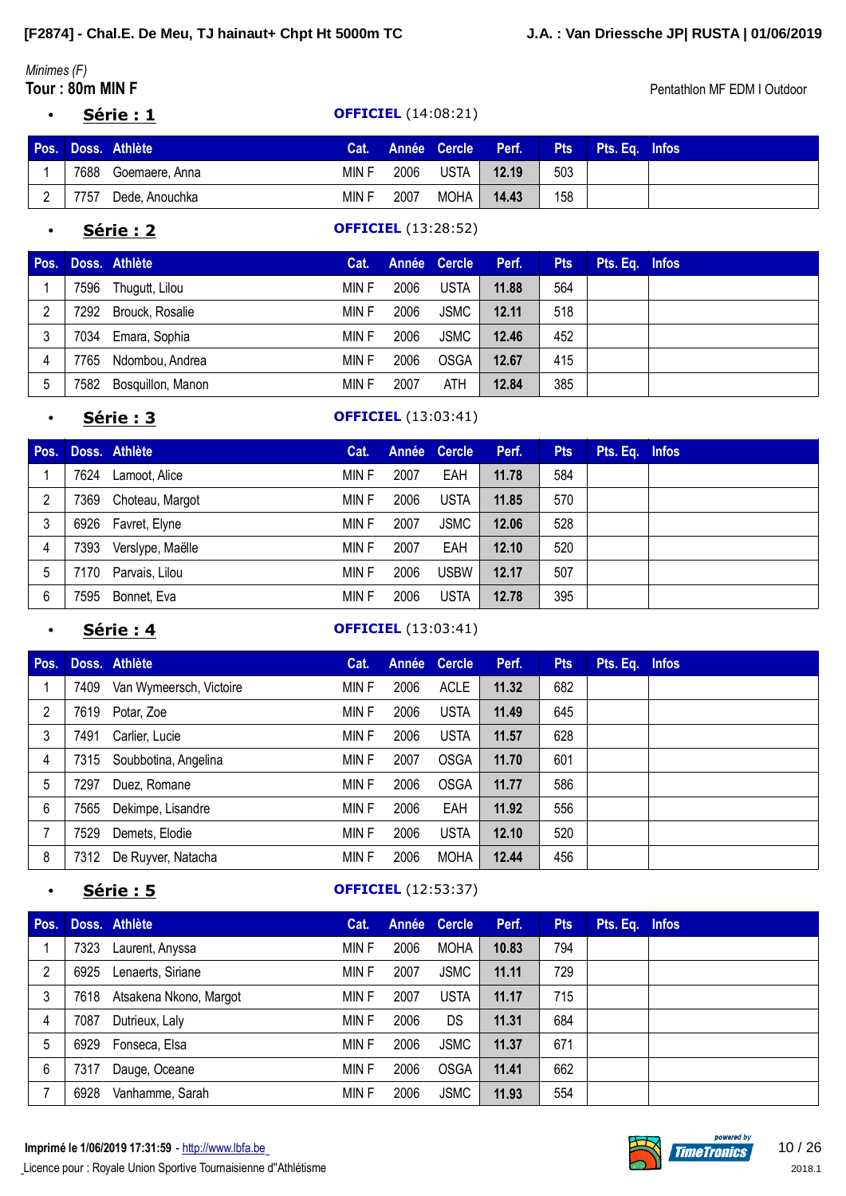*Minimes (F)*

**Tour : 80m MIN F**

Pentathlon MF EDM I Outdoor

- **Série : 1** — **OFFICIEL** (14:08:21)

| Pos. | Doss. | Athlète | Cat. | Année | Cercle | Perf. | Pts | Pts. Eq. | Infos |
|---|---|---|---|---|---|---|---|---|---|
| 1 | 7688 | Goemaere, Anna | MIN F | 2006 | USTA | **12.19** | 503 | | |
| 2 | 7757 | Dede, Anouchka | MIN F | 2007 | MOHA | **14.43** | 158 | | |

- **Série : 2** — **OFFICIEL** (13:28:52)

| Pos. | Doss. | Athlète | Cat. | Année | Cercle | Perf. | Pts | Pts. Eq. | Infos |
|---|---|---|---|---|---|---|---|---|---|
| 1 | 7596 | Thugutt, Lilou | MIN F | 2006 | USTA | **11.88** | 564 | | |
| 2 | 7292 | Brouck, Rosalie | MIN F | 2006 | JSMC | **12.11** | 518 | | |
| 3 | 7034 | Emara, Sophia | MIN F | 2006 | JSMC | **12.46** | 452 | | |
| 4 | 7765 | Ndombou, Andrea | MIN F | 2006 | OSGA | **12.67** | 415 | | |
| 5 | 7582 | Bosquillon, Manon | MIN F | 2007 | ATH | **12.84** | 385 | | |

- **Série : 3** — **OFFICIEL** (13:03:41)

| Pos. | Doss. | Athlète | Cat. | Année | Cercle | Perf. | Pts | Pts. Eq. | Infos |
|---|---|---|---|---|---|---|---|---|---|
| 1 | 7624 | Lamoot, Alice | MIN F | 2007 | EAH | **11.78** | 584 | | |
| 2 | 7369 | Choteau, Margot | MIN F | 2006 | USTA | **11.85** | 570 | | |
| 3 | 6926 | Favret, Elyne | MIN F | 2007 | JSMC | **12.06** | 528 | | |
| 4 | 7393 | Verslype, Maëlle | MIN F | 2007 | EAH | **12.10** | 520 | | |
| 5 | 7170 | Parvais, Lilou | MIN F | 2006 | USBW | **12.17** | 507 | | |
| 6 | 7595 | Bonnet, Eva | MIN F | 2006 | USTA | **12.78** | 395 | | |

- **Série : 4** — **OFFICIEL** (13:03:41)

| Pos. | Doss. | Athlète | Cat. | Année | Cercle | Perf. | Pts | Pts. Eq. | Infos |
|---|---|---|---|---|---|---|---|---|---|
| 1 | 7409 | Van Wymeersch, Victoire | MIN F | 2006 | ACLE | **11.32** | 682 | | |
| 2 | 7619 | Potar, Zoe | MIN F | 2006 | USTA | **11.49** | 645 | | |
| 3 | 7491 | Carlier, Lucie | MIN F | 2006 | USTA | **11.57** | 628 | | |
| 4 | 7315 | Soubbotina, Angelina | MIN F | 2007 | OSGA | **11.70** | 601 | | |
| 5 | 7297 | Duez, Romane | MIN F | 2006 | OSGA | **11.77** | 586 | | |
| 6 | 7565 | Dekimpe, Lisandre | MIN F | 2006 | EAH | **11.92** | 556 | | |
| 7 | 7529 | Demets, Elodie | MIN F | 2006 | USTA | **12.10** | 520 | | |
| 8 | 7312 | De Ruyver, Natacha | MIN F | 2006 | MOHA | **12.44** | 456 | | |

- **Série : 5** — **OFFICIEL** (12:53:37)

| Pos. | Doss. | Athlète | Cat. | Année | Cercle | Perf. | Pts | Pts. Eq. | Infos |
|---|---|---|---|---|---|---|---|---|---|
| 1 | 7323 | Laurent, Anyssa | MIN F | 2006 | MOHA | **10.83** | 794 | | |
| 2 | 6925 | Lenaerts, Siriane | MIN F | 2007 | JSMC | **11.11** | 729 | | |
| 3 | 7618 | Atsakena Nkono, Margot | MIN F | 2007 | USTA | **11.17** | 715 | | |
| 4 | 7087 | Dutrieux, Laly | MIN F | 2006 | DS | **11.31** | 684 | | |
| 5 | 6929 | Fonseca, Elsa | MIN F | 2006 | JSMC | **11.37** | 671 | | |
| 6 | 7317 | Dauge, Oceane | MIN F | 2006 | OSGA | **11.41** | 662 | | |
| 7 | 6928 | Vanhamme, Sarah | MIN F | 2006 | JSMC | **11.93** | 554 | | |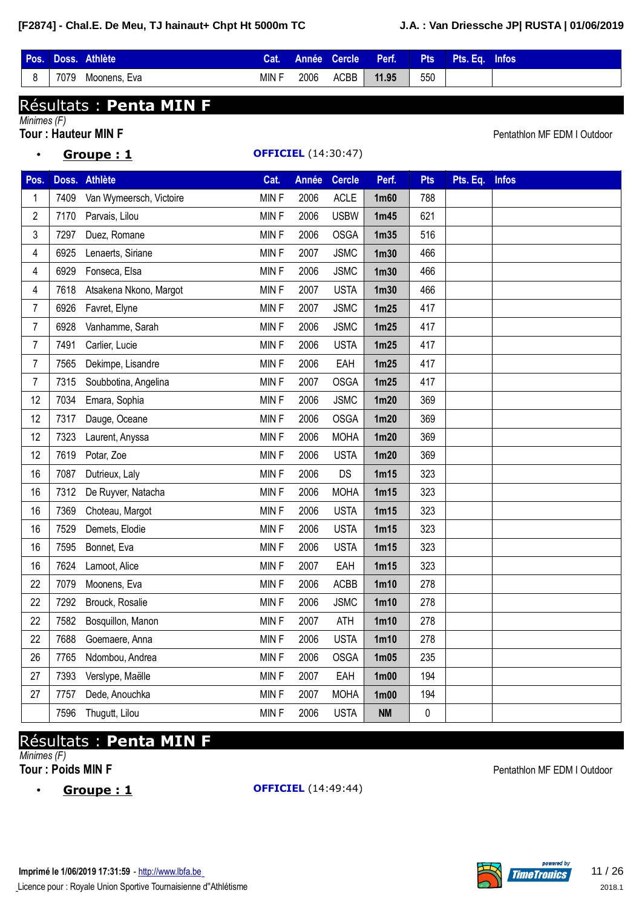| Pos. | Doss. | Athlète | Cat. | Année | Cercle | Perf. | Pts | Pts. Eq. | Infos |
|---|---|---|---|---|---|---|---|---|---|
| 8 | 7079 | Moonens, Eva | MIN F | 2006 | ACBB | **11.95** | 550 | | |

# Résultats : **Penta MIN F**

*Minimes (F)*

**Tour : Hauteur MIN F** — Pentathlon MF EDM I Outdoor

- **Groupe : 1** — **OFFICIEL** (14:30:47)

| Pos. | Doss. | Athlète | Cat. | Année | Cercle | Perf. | Pts | Pts. Eq. | Infos |
|---|---|---|---|---|---|---|---|---|---|
| 1 | 7409 | Van Wymeersch, Victoire | MIN F | 2006 | ACLE | **1m60** | 788 | | |
| 2 | 7170 | Parvais, Lilou | MIN F | 2006 | USBW | **1m45** | 621 | | |
| 3 | 7297 | Duez, Romane | MIN F | 2006 | OSGA | **1m35** | 516 | | |
| 4 | 6925 | Lenaerts, Siriane | MIN F | 2007 | JSMC | **1m30** | 466 | | |
| 4 | 6929 | Fonseca, Elsa | MIN F | 2006 | JSMC | **1m30** | 466 | | |
| 4 | 7618 | Atsakena Nkono, Margot | MIN F | 2007 | USTA | **1m30** | 466 | | |
| 7 | 6926 | Favret, Elyne | MIN F | 2007 | JSMC | **1m25** | 417 | | |
| 7 | 6928 | Vanhamme, Sarah | MIN F | 2006 | JSMC | **1m25** | 417 | | |
| 7 | 7491 | Carlier, Lucie | MIN F | 2006 | USTA | **1m25** | 417 | | |
| 7 | 7565 | Dekimpe, Lisandre | MIN F | 2006 | EAH | **1m25** | 417 | | |
| 7 | 7315 | Soubbotina, Angelina | MIN F | 2007 | OSGA | **1m25** | 417 | | |
| 12 | 7034 | Emara, Sophia | MIN F | 2006 | JSMC | **1m20** | 369 | | |
| 12 | 7317 | Dauge, Oceane | MIN F | 2006 | OSGA | **1m20** | 369 | | |
| 12 | 7323 | Laurent, Anyssa | MIN F | 2006 | MOHA | **1m20** | 369 | | |
| 12 | 7619 | Potar, Zoe | MIN F | 2006 | USTA | **1m20** | 369 | | |
| 16 | 7087 | Dutrieux, Laly | MIN F | 2006 | DS | **1m15** | 323 | | |
| 16 | 7312 | De Ruyver, Natacha | MIN F | 2006 | MOHA | **1m15** | 323 | | |
| 16 | 7369 | Choteau, Margot | MIN F | 2006 | USTA | **1m15** | 323 | | |
| 16 | 7529 | Demets, Elodie | MIN F | 2006 | USTA | **1m15** | 323 | | |
| 16 | 7595 | Bonnet, Eva | MIN F | 2006 | USTA | **1m15** | 323 | | |
| 16 | 7624 | Lamoot, Alice | MIN F | 2007 | EAH | **1m15** | 323 | | |
| 22 | 7079 | Moonens, Eva | MIN F | 2006 | ACBB | **1m10** | 278 | | |
| 22 | 7292 | Brouck, Rosalie | MIN F | 2006 | JSMC | **1m10** | 278 | | |
| 22 | 7582 | Bosquillon, Manon | MIN F | 2007 | ATH | **1m10** | 278 | | |
| 22 | 7688 | Goemaere, Anna | MIN F | 2006 | USTA | **1m10** | 278 | | |
| 26 | 7765 | Ndombou, Andrea | MIN F | 2006 | OSGA | **1m05** | 235 | | |
| 27 | 7393 | Verslype, Maëlle | MIN F | 2007 | EAH | **1m00** | 194 | | |
| 27 | 7757 | Dede, Anouchka | MIN F | 2007 | MOHA | **1m00** | 194 | | |
| | 7596 | Thugutt, Lilou | MIN F | 2006 | USTA | **NM** | 0 | | |

# Résultats : **Penta MIN F**

*Minimes (F)*

**Tour : Poids MIN F** — Pentathlon MF EDM I Outdoor

- **Groupe : 1** — **OFFICIEL** (14:49:44)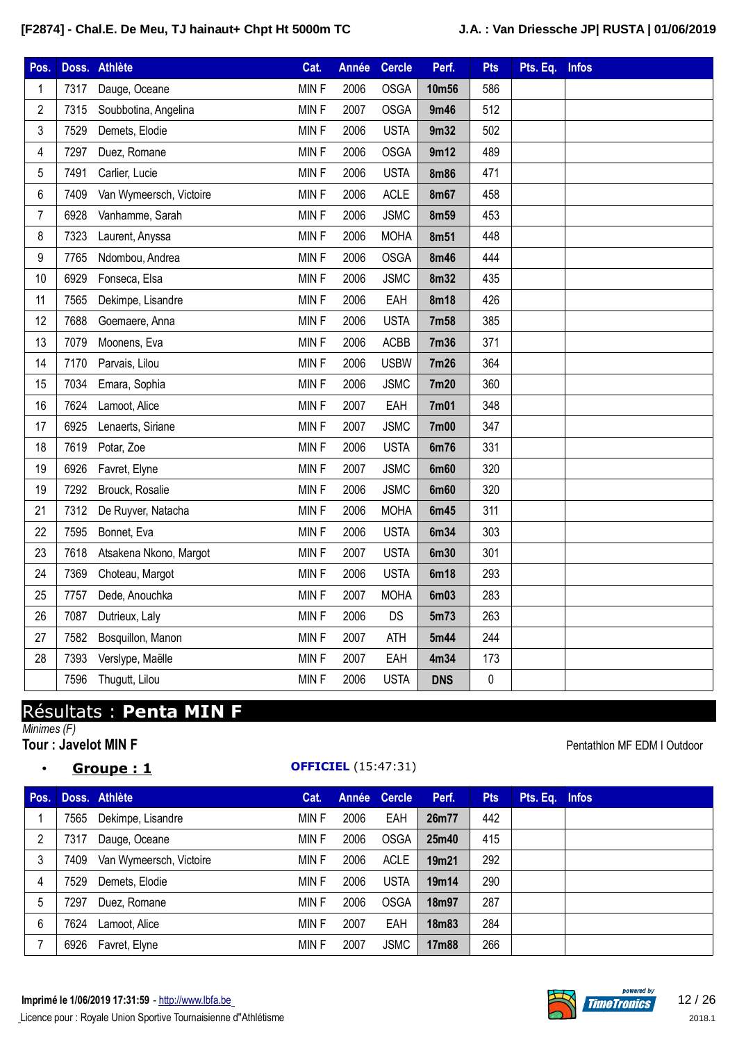| Pos. | Doss. | Athlète | Cat. | Année | Cercle | Perf. | Pts | Pts. Eq. | Infos |
|---|---|---|---|---|---|---|---|---|---|
| 1 | 7317 | Dauge, Oceane | MIN F | 2006 | OSGA | **10m56** | 586 | | |
| 2 | 7315 | Soubbotina, Angelina | MIN F | 2007 | OSGA | **9m46** | 512 | | |
| 3 | 7529 | Demets, Elodie | MIN F | 2006 | USTA | **9m32** | 502 | | |
| 4 | 7297 | Duez, Romane | MIN F | 2006 | OSGA | **9m12** | 489 | | |
| 5 | 7491 | Carlier, Lucie | MIN F | 2006 | USTA | **8m86** | 471 | | |
| 6 | 7409 | Van Wymeersch, Victoire | MIN F | 2006 | ACLE | **8m67** | 458 | | |
| 7 | 6928 | Vanhamme, Sarah | MIN F | 2006 | JSMC | **8m59** | 453 | | |
| 8 | 7323 | Laurent, Anyssa | MIN F | 2006 | MOHA | **8m51** | 448 | | |
| 9 | 7765 | Ndombou, Andrea | MIN F | 2006 | OSGA | **8m46** | 444 | | |
| 10 | 6929 | Fonseca, Elsa | MIN F | 2006 | JSMC | **8m32** | 435 | | |
| 11 | 7565 | Dekimpe, Lisandre | MIN F | 2006 | EAH | **8m18** | 426 | | |
| 12 | 7688 | Goemaere, Anna | MIN F | 2006 | USTA | **7m58** | 385 | | |
| 13 | 7079 | Moonens, Eva | MIN F | 2006 | ACBB | **7m36** | 371 | | |
| 14 | 7170 | Parvais, Lilou | MIN F | 2006 | USBW | **7m26** | 364 | | |
| 15 | 7034 | Emara, Sophia | MIN F | 2006 | JSMC | **7m20** | 360 | | |
| 16 | 7624 | Lamoot, Alice | MIN F | 2007 | EAH | **7m01** | 348 | | |
| 17 | 6925 | Lenaerts, Siriane | MIN F | 2007 | JSMC | **7m00** | 347 | | |
| 18 | 7619 | Potar, Zoe | MIN F | 2006 | USTA | **6m76** | 331 | | |
| 19 | 6926 | Favret, Elyne | MIN F | 2007 | JSMC | **6m60** | 320 | | |
| 19 | 7292 | Brouck, Rosalie | MIN F | 2006 | JSMC | **6m60** | 320 | | |
| 21 | 7312 | De Ruyver, Natacha | MIN F | 2006 | MOHA | **6m45** | 311 | | |
| 22 | 7595 | Bonnet, Eva | MIN F | 2006 | USTA | **6m34** | 303 | | |
| 23 | 7618 | Atsakena Nkono, Margot | MIN F | 2007 | USTA | **6m30** | 301 | | |
| 24 | 7369 | Choteau, Margot | MIN F | 2006 | USTA | **6m18** | 293 | | |
| 25 | 7757 | Dede, Anouchka | MIN F | 2007 | MOHA | **6m03** | 283 | | |
| 26 | 7087 | Dutrieux, Laly | MIN F | 2006 | DS | **5m73** | 263 | | |
| 27 | 7582 | Bosquillon, Manon | MIN F | 2007 | ATH | **5m44** | 244 | | |
| 28 | 7393 | Verslype, Maëlle | MIN F | 2007 | EAH | **4m34** | 173 | | |
| | 7596 | Thugutt, Lilou | MIN F | 2006 | USTA | **DNS** | 0 | | |

# Résultats : **Penta MIN F**

*Minimes (F)*

**Tour : Javelot MIN F**

Pentathlon MF EDM I Outdoor

- **Groupe : 1** — **OFFICIEL** (15:47:31)

| Pos. | Doss. | Athlète | Cat. | Année | Cercle | Perf. | Pts | Pts. Eq. | Infos |
|---|---|---|---|---|---|---|---|---|---|
| 1 | 7565 | Dekimpe, Lisandre | MIN F | 2006 | EAH | **26m77** | 442 | | |
| 2 | 7317 | Dauge, Oceane | MIN F | 2006 | OSGA | **25m40** | 415 | | |
| 3 | 7409 | Van Wymeersch, Victoire | MIN F | 2006 | ACLE | **19m21** | 292 | | |
| 4 | 7529 | Demets, Elodie | MIN F | 2006 | USTA | **19m14** | 290 | | |
| 5 | 7297 | Duez, Romane | MIN F | 2006 | OSGA | **18m97** | 287 | | |
| 6 | 7624 | Lamoot, Alice | MIN F | 2007 | EAH | **18m83** | 284 | | |
| 7 | 6926 | Favret, Elyne | MIN F | 2007 | JSMC | **17m88** | 266 | | |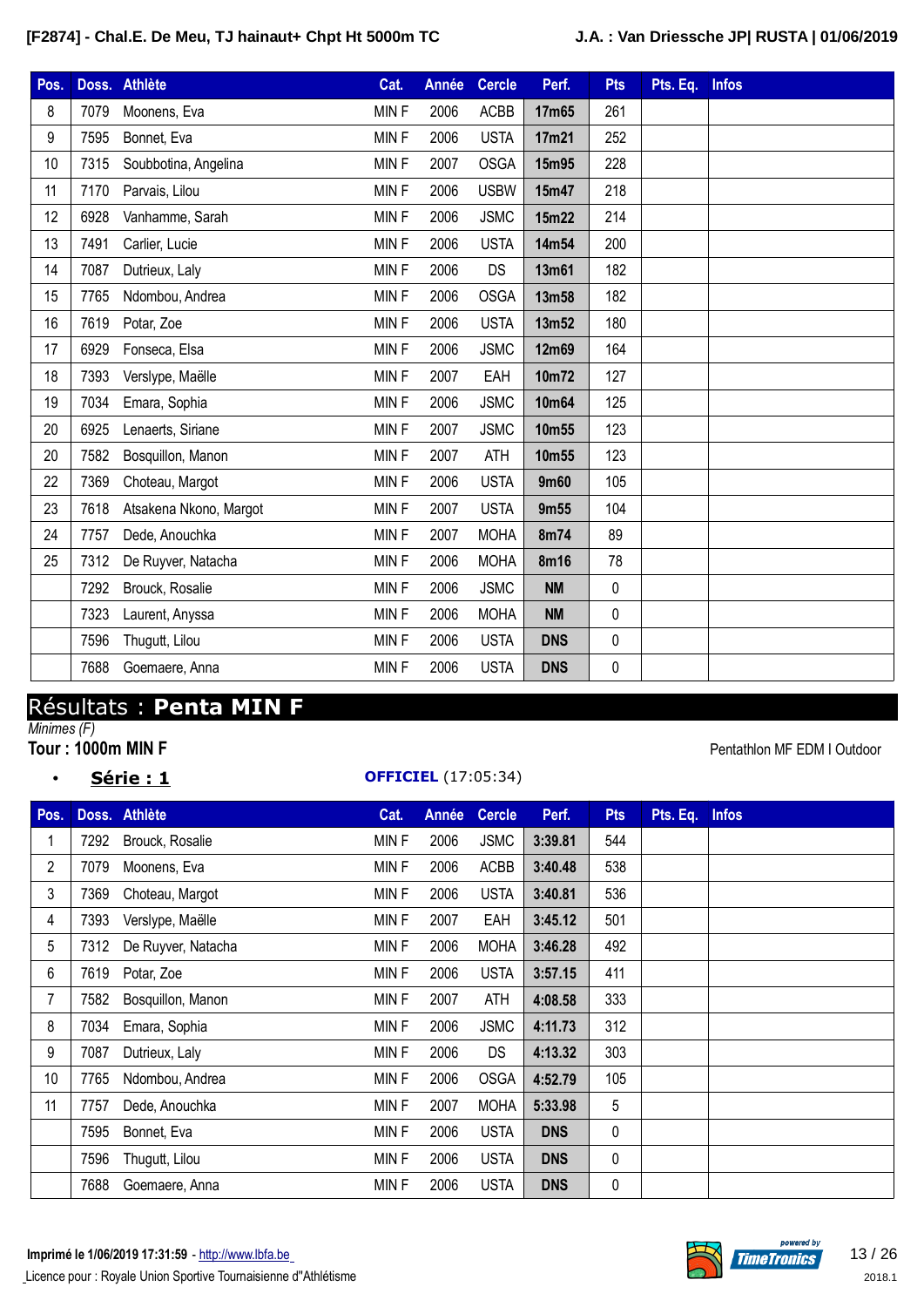| Pos. | Doss. | Athlète | Cat. | Année | Cercle | Perf. | Pts | Pts. Eq. | Infos |
|---|---|---|---|---|---|---|---|---|---|
| 8 | 7079 | Moonens, Eva | MIN F | 2006 | ACBB | **17m65** | 261 | | |
| 9 | 7595 | Bonnet, Eva | MIN F | 2006 | USTA | **17m21** | 252 | | |
| 10 | 7315 | Soubbotina, Angelina | MIN F | 2007 | OSGA | **15m95** | 228 | | |
| 11 | 7170 | Parvais, Lilou | MIN F | 2006 | USBW | **15m47** | 218 | | |
| 12 | 6928 | Vanhamme, Sarah | MIN F | 2006 | JSMC | **15m22** | 214 | | |
| 13 | 7491 | Carlier, Lucie | MIN F | 2006 | USTA | **14m54** | 200 | | |
| 14 | 7087 | Dutrieux, Laly | MIN F | 2006 | DS | **13m61** | 182 | | |
| 15 | 7765 | Ndombou, Andrea | MIN F | 2006 | OSGA | **13m58** | 182 | | |
| 16 | 7619 | Potar, Zoe | MIN F | 2006 | USTA | **13m52** | 180 | | |
| 17 | 6929 | Fonseca, Elsa | MIN F | 2006 | JSMC | **12m69** | 164 | | |
| 18 | 7393 | Verslype, Maëlle | MIN F | 2007 | EAH | **10m72** | 127 | | |
| 19 | 7034 | Emara, Sophia | MIN F | 2006 | JSMC | **10m64** | 125 | | |
| 20 | 6925 | Lenaerts, Siriane | MIN F | 2007 | JSMC | **10m55** | 123 | | |
| 20 | 7582 | Bosquillon, Manon | MIN F | 2007 | ATH | **10m55** | 123 | | |
| 22 | 7369 | Choteau, Margot | MIN F | 2006 | USTA | **9m60** | 105 | | |
| 23 | 7618 | Atsakena Nkono, Margot | MIN F | 2007 | USTA | **9m55** | 104 | | |
| 24 | 7757 | Dede, Anouchka | MIN F | 2007 | MOHA | **8m74** | 89 | | |
| 25 | 7312 | De Ruyver, Natacha | MIN F | 2006 | MOHA | **8m16** | 78 | | |
| | 7292 | Brouck, Rosalie | MIN F | 2006 | JSMC | **NM** | 0 | | |
| | 7323 | Laurent, Anyssa | MIN F | 2006 | MOHA | **NM** | 0 | | |
| | 7596 | Thugutt, Lilou | MIN F | 2006 | USTA | **DNS** | 0 | | |
| | 7688 | Goemaere, Anna | MIN F | 2006 | USTA | **DNS** | 0 | | |

# Résultats : **Penta MIN F**

*Minimes (F)*

**Tour : 1000m MIN F**

Pentathlon MF EDM I Outdoor

- **Série : 1** — **OFFICIEL** (17:05:34)

| Pos. | Doss. | Athlète | Cat. | Année | Cercle | Perf. | Pts | Pts. Eq. | Infos |
|---|---|---|---|---|---|---|---|---|---|
| 1 | 7292 | Brouck, Rosalie | MIN F | 2006 | JSMC | **3:39.81** | 544 | | |
| 2 | 7079 | Moonens, Eva | MIN F | 2006 | ACBB | **3:40.48** | 538 | | |
| 3 | 7369 | Choteau, Margot | MIN F | 2006 | USTA | **3:40.81** | 536 | | |
| 4 | 7393 | Verslype, Maëlle | MIN F | 2007 | EAH | **3:45.12** | 501 | | |
| 5 | 7312 | De Ruyver, Natacha | MIN F | 2006 | MOHA | **3:46.28** | 492 | | |
| 6 | 7619 | Potar, Zoe | MIN F | 2006 | USTA | **3:57.15** | 411 | | |
| 7 | 7582 | Bosquillon, Manon | MIN F | 2007 | ATH | **4:08.58** | 333 | | |
| 8 | 7034 | Emara, Sophia | MIN F | 2006 | JSMC | **4:11.73** | 312 | | |
| 9 | 7087 | Dutrieux, Laly | MIN F | 2006 | DS | **4:13.32** | 303 | | |
| 10 | 7765 | Ndombou, Andrea | MIN F | 2006 | OSGA | **4:52.79** | 105 | | |
| 11 | 7757 | Dede, Anouchka | MIN F | 2007 | MOHA | **5:33.98** | 5 | | |
| | 7595 | Bonnet, Eva | MIN F | 2006 | USTA | **DNS** | 0 | | |
| | 7596 | Thugutt, Lilou | MIN F | 2006 | USTA | **DNS** | 0 | | |
| | 7688 | Goemaere, Anna | MIN F | 2006 | USTA | **DNS** | 0 | | |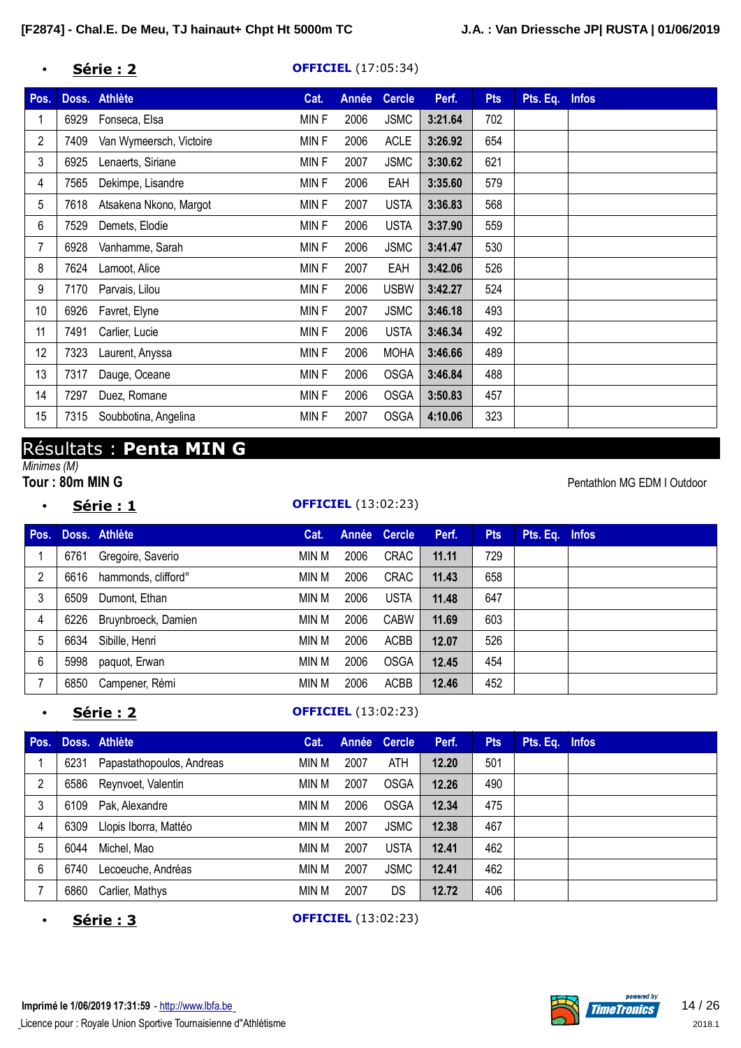- **Série : 2** **OFFICIEL** (17:05:34)

| Pos. | Doss. | Athlète | Cat. | Année | Cercle | Perf. | Pts | Pts. Eq. | Infos |
|---|---|---|---|---|---|---|---|---|---|
| 1 | 6929 | Fonseca, Elsa | MIN F | 2006 | JSMC | **3:21.64** | 702 | | |
| 2 | 7409 | Van Wymeersch, Victoire | MIN F | 2006 | ACLE | **3:26.92** | 654 | | |
| 3 | 6925 | Lenaerts, Siriane | MIN F | 2007 | JSMC | **3:30.62** | 621 | | |
| 4 | 7565 | Dekimpe, Lisandre | MIN F | 2006 | EAH | **3:35.60** | 579 | | |
| 5 | 7618 | Atsakena Nkono, Margot | MIN F | 2007 | USTA | **3:36.83** | 568 | | |
| 6 | 7529 | Demets, Elodie | MIN F | 2006 | USTA | **3:37.90** | 559 | | |
| 7 | 6928 | Vanhamme, Sarah | MIN F | 2006 | JSMC | **3:41.47** | 530 | | |
| 8 | 7624 | Lamoot, Alice | MIN F | 2007 | EAH | **3:42.06** | 526 | | |
| 9 | 7170 | Parvais, Lilou | MIN F | 2006 | USBW | **3:42.27** | 524 | | |
| 10 | 6926 | Favret, Elyne | MIN F | 2007 | JSMC | **3:46.18** | 493 | | |
| 11 | 7491 | Carlier, Lucie | MIN F | 2006 | USTA | **3:46.34** | 492 | | |
| 12 | 7323 | Laurent, Anyssa | MIN F | 2006 | MOHA | **3:46.66** | 489 | | |
| 13 | 7317 | Dauge, Oceane | MIN F | 2006 | OSGA | **3:46.84** | 488 | | |
| 14 | 7297 | Duez, Romane | MIN F | 2006 | OSGA | **3:50.83** | 457 | | |
| 15 | 7315 | Soubbotina, Angelina | MIN F | 2007 | OSGA | **4:10.06** | 323 | | |

# Résultats : **Penta MIN G**

*Minimes (M)*

**Tour : 80m MIN G**

Pentathlon MG EDM I Outdoor

- **Série : 1** **OFFICIEL** (13:02:23)

| Pos. | Doss. | Athlète | Cat. | Année | Cercle | Perf. | Pts | Pts. Eq. | Infos |
|---|---|---|---|---|---|---|---|---|---|
| 1 | 6761 | Gregoire, Saverio | MIN M | 2006 | CRAC | **11.11** | 729 | | |
| 2 | 6616 | hammonds, clifford° | MIN M | 2006 | CRAC | **11.43** | 658 | | |
| 3 | 6509 | Dumont, Ethan | MIN M | 2006 | USTA | **11.48** | 647 | | |
| 4 | 6226 | Bruynbroeck, Damien | MIN M | 2006 | CABW | **11.69** | 603 | | |
| 5 | 6634 | Sibille, Henri | MIN M | 2006 | ACBB | **12.07** | 526 | | |
| 6 | 5998 | paquot, Erwan | MIN M | 2006 | OSGA | **12.45** | 454 | | |
| 7 | 6850 | Campener, Rémi | MIN M | 2006 | ACBB | **12.46** | 452 | | |

- **Série : 2** **OFFICIEL** (13:02:23)

| Pos. | Doss. | Athlète | Cat. | Année | Cercle | Perf. | Pts | Pts. Eq. | Infos |
|---|---|---|---|---|---|---|---|---|---|
| 1 | 6231 | Papastathopoulos, Andreas | MIN M | 2007 | ATH | **12.20** | 501 | | |
| 2 | 6586 | Reynvoet, Valentin | MIN M | 2007 | OSGA | **12.26** | 490 | | |
| 3 | 6109 | Pak, Alexandre | MIN M | 2006 | OSGA | **12.34** | 475 | | |
| 4 | 6309 | Llopis Iborra, Mattéo | MIN M | 2007 | JSMC | **12.38** | 467 | | |
| 5 | 6044 | Michel, Mao | MIN M | 2007 | USTA | **12.41** | 462 | | |
| 6 | 6740 | Lecoeuche, Andréas | MIN M | 2007 | JSMC | **12.41** | 462 | | |
| 7 | 6860 | Carlier, Mathys | MIN M | 2007 | DS | **12.72** | 406 | | |

- **Série : 3** **OFFICIEL** (13:02:23)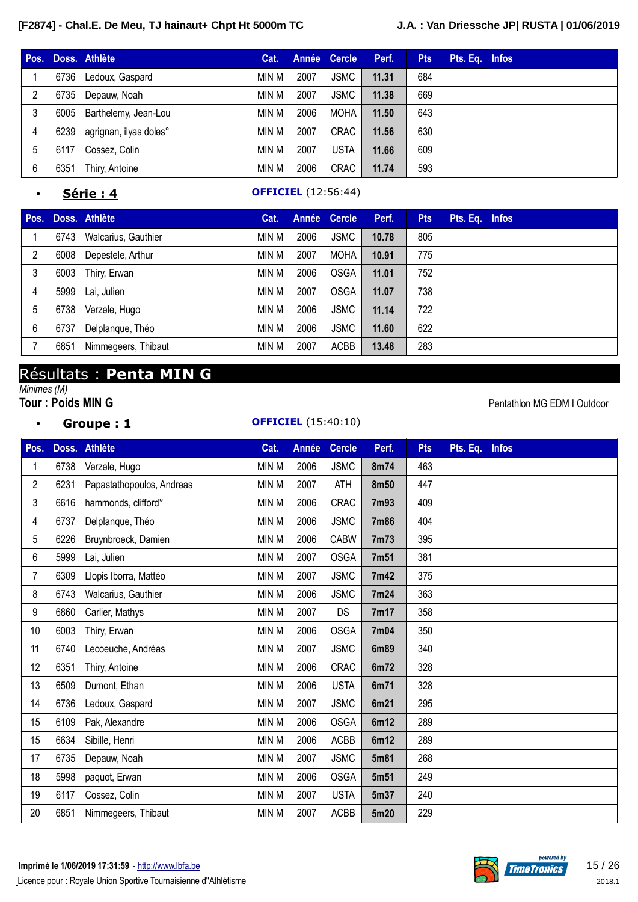| Pos. | Doss. | Athlète | Cat. | Année | Cercle | Perf. | Pts | Pts. Eq. | Infos |
|---|---|---|---|---|---|---|---|---|---|
| 1 | 6736 | Ledoux, Gaspard | MIN M | 2007 | JSMC | 11.31 | 684 | | |
| 2 | 6735 | Depauw, Noah | MIN M | 2007 | JSMC | 11.38 | 669 | | |
| 3 | 6005 | Barthelemy, Jean-Lou | MIN M | 2006 | MOHA | 11.50 | 643 | | |
| 4 | 6239 | agrignan, ilyas doles° | MIN M | 2007 | CRAC | 11.56 | 630 | | |
| 5 | 6117 | Cossez, Colin | MIN M | 2007 | USTA | 11.66 | 609 | | |
| 6 | 6351 | Thiry, Antoine | MIN M | 2006 | CRAC | 11.74 | 593 | | |

- **Série : 4** — **OFFICIEL** (12:56:44)

| Pos. | Doss. | Athlète | Cat. | Année | Cercle | Perf. | Pts | Pts. Eq. | Infos |
|---|---|---|---|---|---|---|---|---|---|
| 1 | 6743 | Walcarius, Gauthier | MIN M | 2006 | JSMC | 10.78 | 805 | | |
| 2 | 6008 | Depestele, Arthur | MIN M | 2007 | MOHA | 10.91 | 775 | | |
| 3 | 6003 | Thiry, Erwan | MIN M | 2006 | OSGA | 11.01 | 752 | | |
| 4 | 5999 | Lai, Julien | MIN M | 2007 | OSGA | 11.07 | 738 | | |
| 5 | 6738 | Verzele, Hugo | MIN M | 2006 | JSMC | 11.14 | 722 | | |
| 6 | 6737 | Delplanque, Théo | MIN M | 2006 | JSMC | 11.60 | 622 | | |
| 7 | 6851 | Nimmegeers, Thibaut | MIN M | 2007 | ACBB | 13.48 | 283 | | |

# Résultats : Penta MIN G

*Minimes (M)*

**Tour : Poids MIN G**

Pentathlon MG EDM I Outdoor

- **Groupe : 1** — **OFFICIEL** (15:40:10)

| Pos. | Doss. | Athlète | Cat. | Année | Cercle | Perf. | Pts | Pts. Eq. | Infos |
|---|---|---|---|---|---|---|---|---|---|
| 1 | 6738 | Verzele, Hugo | MIN M | 2006 | JSMC | 8m74 | 463 | | |
| 2 | 6231 | Papastathopoulos, Andreas | MIN M | 2007 | ATH | 8m50 | 447 | | |
| 3 | 6616 | hammonds, clifford° | MIN M | 2006 | CRAC | 7m93 | 409 | | |
| 4 | 6737 | Delplanque, Théo | MIN M | 2006 | JSMC | 7m86 | 404 | | |
| 5 | 6226 | Bruynbroeck, Damien | MIN M | 2006 | CABW | 7m73 | 395 | | |
| 6 | 5999 | Lai, Julien | MIN M | 2007 | OSGA | 7m51 | 381 | | |
| 7 | 6309 | Llopis Iborra, Mattéo | MIN M | 2007 | JSMC | 7m42 | 375 | | |
| 8 | 6743 | Walcarius, Gauthier | MIN M | 2006 | JSMC | 7m24 | 363 | | |
| 9 | 6860 | Carlier, Mathys | MIN M | 2007 | DS | 7m17 | 358 | | |
| 10 | 6003 | Thiry, Erwan | MIN M | 2006 | OSGA | 7m04 | 350 | | |
| 11 | 6740 | Lecoeuche, Andréas | MIN M | 2007 | JSMC | 6m89 | 340 | | |
| 12 | 6351 | Thiry, Antoine | MIN M | 2006 | CRAC | 6m72 | 328 | | |
| 13 | 6509 | Dumont, Ethan | MIN M | 2006 | USTA | 6m71 | 328 | | |
| 14 | 6736 | Ledoux, Gaspard | MIN M | 2007 | JSMC | 6m21 | 295 | | |
| 15 | 6109 | Pak, Alexandre | MIN M | 2006 | OSGA | 6m12 | 289 | | |
| 15 | 6634 | Sibille, Henri | MIN M | 2006 | ACBB | 6m12 | 289 | | |
| 17 | 6735 | Depauw, Noah | MIN M | 2007 | JSMC | 5m81 | 268 | | |
| 18 | 5998 | paquot, Erwan | MIN M | 2006 | OSGA | 5m51 | 249 | | |
| 19 | 6117 | Cossez, Colin | MIN M | 2007 | USTA | 5m37 | 240 | | |
| 20 | 6851 | Nimmegeers, Thibaut | MIN M | 2007 | ACBB | 5m20 | 229 | | |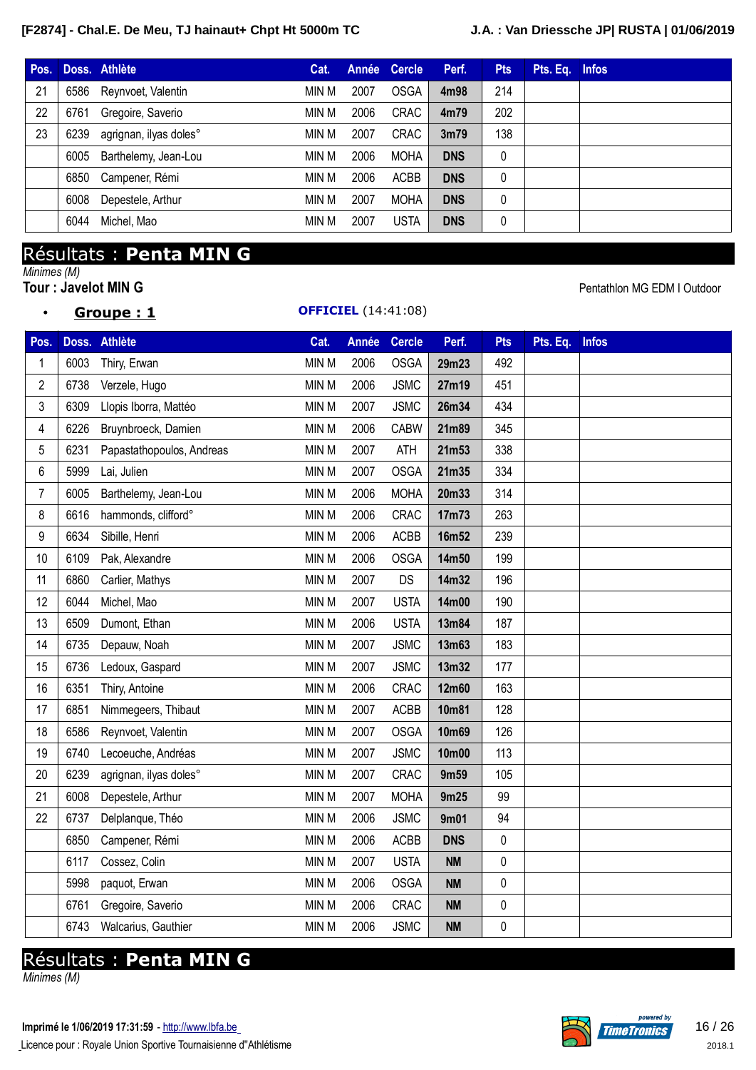| Pos. | Doss. | Athlète | Cat. | Année | Cercle | Perf. | Pts | Pts. Eq. | Infos |
|---|---|---|---|---|---|---|---|---|---|
| 21 | 6586 | Reynvoet, Valentin | MIN M | 2007 | OSGA | **4m98** | 214 | | |
| 22 | 6761 | Gregoire, Saverio | MIN M | 2006 | CRAC | **4m79** | 202 | | |
| 23 | 6239 | agrignan, ilyas doles° | MIN M | 2007 | CRAC | **3m79** | 138 | | |
| | 6005 | Barthelemy, Jean-Lou | MIN M | 2006 | MOHA | **DNS** | 0 | | |
| | 6850 | Campener, Rémi | MIN M | 2006 | ACBB | **DNS** | 0 | | |
| | 6008 | Depestele, Arthur | MIN M | 2007 | MOHA | **DNS** | 0 | | |
| | 6044 | Michel, Mao | MIN M | 2007 | USTA | **DNS** | 0 | | |

# Résultats : **Penta MIN G**

*Minimes (M)*

**Tour : Javelot MIN G**

Pentathlon MG EDM I Outdoor

- **Groupe : 1** **OFFICIEL** (14:41:08)

| Pos. | Doss. | Athlète | Cat. | Année | Cercle | Perf. | Pts | Pts. Eq. | Infos |
|---|---|---|---|---|---|---|---|---|---|
| 1 | 6003 | Thiry, Erwan | MIN M | 2006 | OSGA | **29m23** | 492 | | |
| 2 | 6738 | Verzele, Hugo | MIN M | 2006 | JSMC | **27m19** | 451 | | |
| 3 | 6309 | Llopis Iborra, Mattéo | MIN M | 2007 | JSMC | **26m34** | 434 | | |
| 4 | 6226 | Bruynbroeck, Damien | MIN M | 2006 | CABW | **21m89** | 345 | | |
| 5 | 6231 | Papastathopoulos, Andreas | MIN M | 2007 | ATH | **21m53** | 338 | | |
| 6 | 5999 | Lai, Julien | MIN M | 2007 | OSGA | **21m35** | 334 | | |
| 7 | 6005 | Barthelemy, Jean-Lou | MIN M | 2006 | MOHA | **20m33** | 314 | | |
| 8 | 6616 | hammonds, clifford° | MIN M | 2006 | CRAC | **17m73** | 263 | | |
| 9 | 6634 | Sibille, Henri | MIN M | 2006 | ACBB | **16m52** | 239 | | |
| 10 | 6109 | Pak, Alexandre | MIN M | 2006 | OSGA | **14m50** | 199 | | |
| 11 | 6860 | Carlier, Mathys | MIN M | 2007 | DS | **14m32** | 196 | | |
| 12 | 6044 | Michel, Mao | MIN M | 2007 | USTA | **14m00** | 190 | | |
| 13 | 6509 | Dumont, Ethan | MIN M | 2006 | USTA | **13m84** | 187 | | |
| 14 | 6735 | Depauw, Noah | MIN M | 2007 | JSMC | **13m63** | 183 | | |
| 15 | 6736 | Ledoux, Gaspard | MIN M | 2007 | JSMC | **13m32** | 177 | | |
| 16 | 6351 | Thiry, Antoine | MIN M | 2006 | CRAC | **12m60** | 163 | | |
| 17 | 6851 | Nimmegeers, Thibaut | MIN M | 2007 | ACBB | **10m81** | 128 | | |
| 18 | 6586 | Reynvoet, Valentin | MIN M | 2007 | OSGA | **10m69** | 126 | | |
| 19 | 6740 | Lecoeuche, Andréas | MIN M | 2007 | JSMC | **10m00** | 113 | | |
| 20 | 6239 | agrignan, ilyas doles° | MIN M | 2007 | CRAC | **9m59** | 105 | | |
| 21 | 6008 | Depestele, Arthur | MIN M | 2007 | MOHA | **9m25** | 99 | | |
| 22 | 6737 | Delplanque, Théo | MIN M | 2006 | JSMC | **9m01** | 94 | | |
| | 6850 | Campener, Rémi | MIN M | 2006 | ACBB | **DNS** | 0 | | |
| | 6117 | Cossez, Colin | MIN M | 2007 | USTA | **NM** | 0 | | |
| | 5998 | paquot, Erwan | MIN M | 2006 | OSGA | **NM** | 0 | | |
| | 6761 | Gregoire, Saverio | MIN M | 2006 | CRAC | **NM** | 0 | | |
| | 6743 | Walcarius, Gauthier | MIN M | 2006 | JSMC | **NM** | 0 | | |

# Résultats : **Penta MIN G**

*Minimes (M)*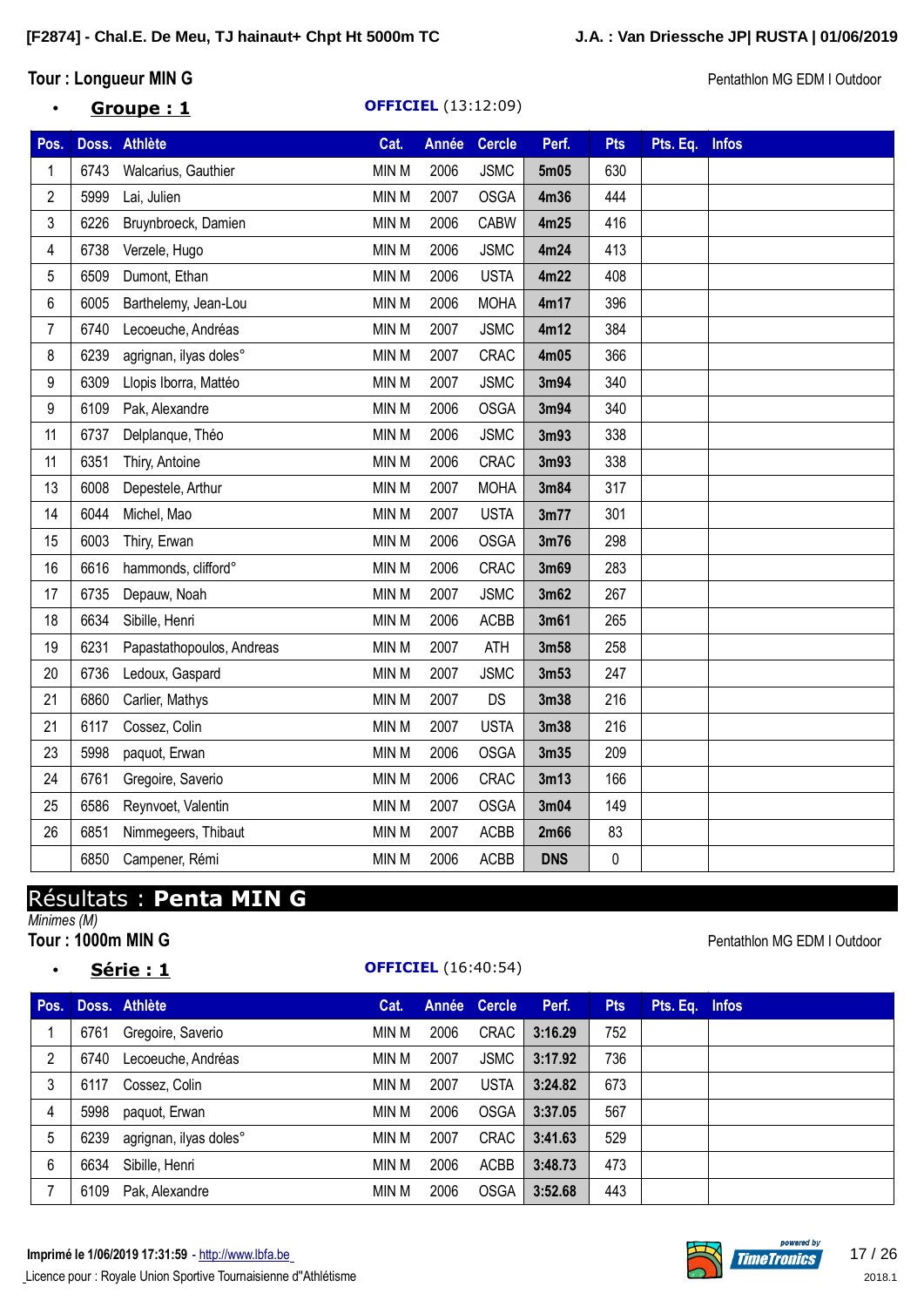### Tour : Longueur MIN G

Pentathlon MG EDM I Outdoor

- **Groupe : 1** — **OFFICIEL** (13:12:09)

| Pos. | Doss. | Athlète | Cat. | Année | Cercle | Perf. | Pts | Pts. Eq. | Infos |
|---|---|---|---|---|---|---|---|---|---|
| 1 | 6743 | Walcarius, Gauthier | MIN M | 2006 | JSMC | 5m05 | 630 | | |
| 2 | 5999 | Lai, Julien | MIN M | 2007 | OSGA | 4m36 | 444 | | |
| 3 | 6226 | Bruynbroeck, Damien | MIN M | 2006 | CABW | 4m25 | 416 | | |
| 4 | 6738 | Verzele, Hugo | MIN M | 2006 | JSMC | 4m24 | 413 | | |
| 5 | 6509 | Dumont, Ethan | MIN M | 2006 | USTA | 4m22 | 408 | | |
| 6 | 6005 | Barthelemy, Jean-Lou | MIN M | 2006 | MOHA | 4m17 | 396 | | |
| 7 | 6740 | Lecoeuche, Andréas | MIN M | 2007 | JSMC | 4m12 | 384 | | |
| 8 | 6239 | agrignan, ilyas doles° | MIN M | 2007 | CRAC | 4m05 | 366 | | |
| 9 | 6309 | Llopis Iborra, Mattéo | MIN M | 2007 | JSMC | 3m94 | 340 | | |
| 9 | 6109 | Pak, Alexandre | MIN M | 2006 | OSGA | 3m94 | 340 | | |
| 11 | 6737 | Delplanque, Théo | MIN M | 2006 | JSMC | 3m93 | 338 | | |
| 11 | 6351 | Thiry, Antoine | MIN M | 2006 | CRAC | 3m93 | 338 | | |
| 13 | 6008 | Depestele, Arthur | MIN M | 2007 | MOHA | 3m84 | 317 | | |
| 14 | 6044 | Michel, Mao | MIN M | 2007 | USTA | 3m77 | 301 | | |
| 15 | 6003 | Thiry, Erwan | MIN M | 2006 | OSGA | 3m76 | 298 | | |
| 16 | 6616 | hammonds, clifford° | MIN M | 2006 | CRAC | 3m69 | 283 | | |
| 17 | 6735 | Depauw, Noah | MIN M | 2007 | JSMC | 3m62 | 267 | | |
| 18 | 6634 | Sibille, Henri | MIN M | 2006 | ACBB | 3m61 | 265 | | |
| 19 | 6231 | Papastathopoulos, Andreas | MIN M | 2007 | ATH | 3m58 | 258 | | |
| 20 | 6736 | Ledoux, Gaspard | MIN M | 2007 | JSMC | 3m53 | 247 | | |
| 21 | 6860 | Carlier, Mathys | MIN M | 2007 | DS | 3m38 | 216 | | |
| 21 | 6117 | Cossez, Colin | MIN M | 2007 | USTA | 3m38 | 216 | | |
| 23 | 5998 | paquot, Erwan | MIN M | 2006 | OSGA | 3m35 | 209 | | |
| 24 | 6761 | Gregoire, Saverio | MIN M | 2006 | CRAC | 3m13 | 166 | | |
| 25 | 6586 | Reynvoet, Valentin | MIN M | 2007 | OSGA | 3m04 | 149 | | |
| 26 | 6851 | Nimmegeers, Thibaut | MIN M | 2007 | ACBB | 2m66 | 83 | | |
| | 6850 | Campener, Rémi | MIN M | 2006 | ACBB | DNS | 0 | | |

## Résultats : **Penta MIN G**

*Minimes (M)*

### Tour : 1000m MIN G

Pentathlon MG EDM I Outdoor

- **Série : 1** — **OFFICIEL** (16:40:54)

| Pos. | Doss. | Athlète | Cat. | Année | Cercle | Perf. | Pts | Pts. Eq. | Infos |
|---|---|---|---|---|---|---|---|---|---|
| 1 | 6761 | Gregoire, Saverio | MIN M | 2006 | CRAC | 3:16.29 | 752 | | |
| 2 | 6740 | Lecoeuche, Andréas | MIN M | 2007 | JSMC | 3:17.92 | 736 | | |
| 3 | 6117 | Cossez, Colin | MIN M | 2007 | USTA | 3:24.82 | 673 | | |
| 4 | 5998 | paquot, Erwan | MIN M | 2006 | OSGA | 3:37.05 | 567 | | |
| 5 | 6239 | agrignan, ilyas doles° | MIN M | 2007 | CRAC | 3:41.63 | 529 | | |
| 6 | 6634 | Sibille, Henri | MIN M | 2006 | ACBB | 3:48.73 | 473 | | |
| 7 | 6109 | Pak, Alexandre | MIN M | 2006 | OSGA | 3:52.68 | 443 | | |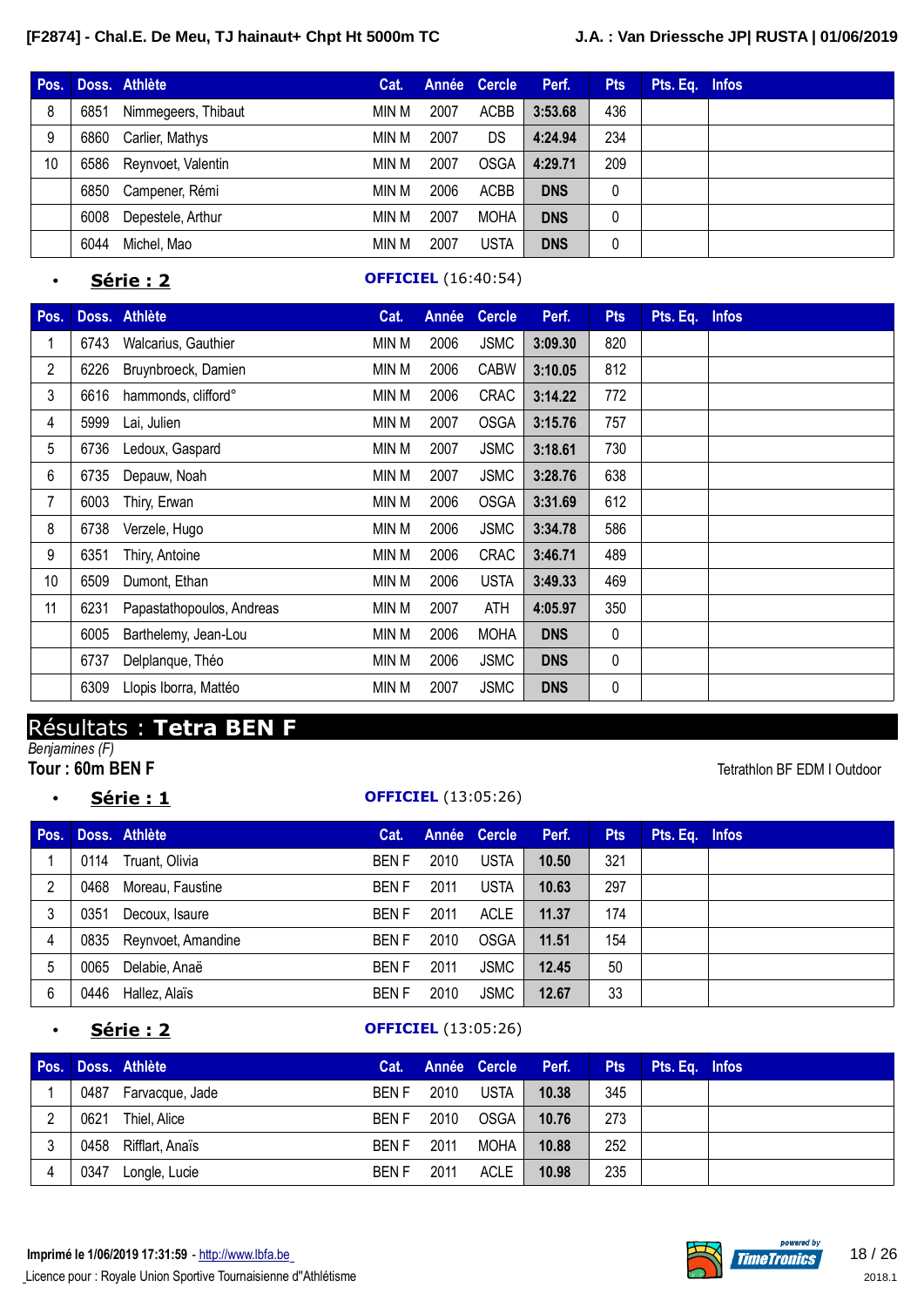| Pos. | Doss. | Athlète | Cat. | Année | Cercle | Perf. | Pts | Pts. Eq. | Infos |
|---|---|---|---|---|---|---|---|---|---|
| 8 | 6851 | Nimmegeers, Thibaut | MIN M | 2007 | ACBB | 3:53.68 | 436 | | |
| 9 | 6860 | Carlier, Mathys | MIN M | 2007 | DS | 4:24.94 | 234 | | |
| 10 | 6586 | Reynvoet, Valentin | MIN M | 2007 | OSGA | 4:29.71 | 209 | | |
| | 6850 | Campener, Rémi | MIN M | 2006 | ACBB | DNS | 0 | | |
| | 6008 | Depestele, Arthur | MIN M | 2007 | MOHA | DNS | 0 | | |
| | 6044 | Michel, Mao | MIN M | 2007 | USTA | DNS | 0 | | |

- **Série : 2** — **OFFICIEL** (16:40:54)

| Pos. | Doss. | Athlète | Cat. | Année | Cercle | Perf. | Pts | Pts. Eq. | Infos |
|---|---|---|---|---|---|---|---|---|---|
| 1 | 6743 | Walcarius, Gauthier | MIN M | 2006 | JSMC | 3:09.30 | 820 | | |
| 2 | 6226 | Bruynbroeck, Damien | MIN M | 2006 | CABW | 3:10.05 | 812 | | |
| 3 | 6616 | hammonds, clifford° | MIN M | 2006 | CRAC | 3:14.22 | 772 | | |
| 4 | 5999 | Lai, Julien | MIN M | 2007 | OSGA | 3:15.76 | 757 | | |
| 5 | 6736 | Ledoux, Gaspard | MIN M | 2007 | JSMC | 3:18.61 | 730 | | |
| 6 | 6735 | Depauw, Noah | MIN M | 2007 | JSMC | 3:28.76 | 638 | | |
| 7 | 6003 | Thiry, Erwan | MIN M | 2006 | OSGA | 3:31.69 | 612 | | |
| 8 | 6738 | Verzele, Hugo | MIN M | 2006 | JSMC | 3:34.78 | 586 | | |
| 9 | 6351 | Thiry, Antoine | MIN M | 2006 | CRAC | 3:46.71 | 489 | | |
| 10 | 6509 | Dumont, Ethan | MIN M | 2006 | USTA | 3:49.33 | 469 | | |
| 11 | 6231 | Papastathopoulos, Andreas | MIN M | 2007 | ATH | 4:05.97 | 350 | | |
| | 6005 | Barthelemy, Jean-Lou | MIN M | 2006 | MOHA | DNS | 0 | | |
| | 6737 | Delplanque, Théo | MIN M | 2006 | JSMC | DNS | 0 | | |
| | 6309 | Llopis Iborra, Mattéo | MIN M | 2007 | JSMC | DNS | 0 | | |

# Résultats : **Tetra BEN F**

*Benjamines (F)*

**Tour : 60m BEN F** — Tetrathlon BF EDM I Outdoor

- **Série : 1** — **OFFICIEL** (13:05:26)

| Pos. | Doss. | Athlète | Cat. | Année | Cercle | Perf. | Pts | Pts. Eq. | Infos |
|---|---|---|---|---|---|---|---|---|---|
| 1 | 0114 | Truant, Olivia | BEN F | 2010 | USTA | 10.50 | 321 | | |
| 2 | 0468 | Moreau, Faustine | BEN F | 2011 | USTA | 10.63 | 297 | | |
| 3 | 0351 | Decoux, Isaure | BEN F | 2011 | ACLE | 11.37 | 174 | | |
| 4 | 0835 | Reynvoet, Amandine | BEN F | 2010 | OSGA | 11.51 | 154 | | |
| 5 | 0065 | Delabie, Anaë | BEN F | 2011 | JSMC | 12.45 | 50 | | |
| 6 | 0446 | Hallez, Alaïs | BEN F | 2010 | JSMC | 12.67 | 33 | | |

- **Série : 2** — **OFFICIEL** (13:05:26)

| Pos. | Doss. | Athlète | Cat. | Année | Cercle | Perf. | Pts | Pts. Eq. | Infos |
|---|---|---|---|---|---|---|---|---|---|
| 1 | 0487 | Farvacque, Jade | BEN F | 2010 | USTA | 10.38 | 345 | | |
| 2 | 0621 | Thiel, Alice | BEN F | 2010 | OSGA | 10.76 | 273 | | |
| 3 | 0458 | Rifflart, Anaïs | BEN F | 2011 | MOHA | 10.88 | 252 | | |
| 4 | 0347 | Longle, Lucie | BEN F | 2011 | ACLE | 10.98 | 235 | | |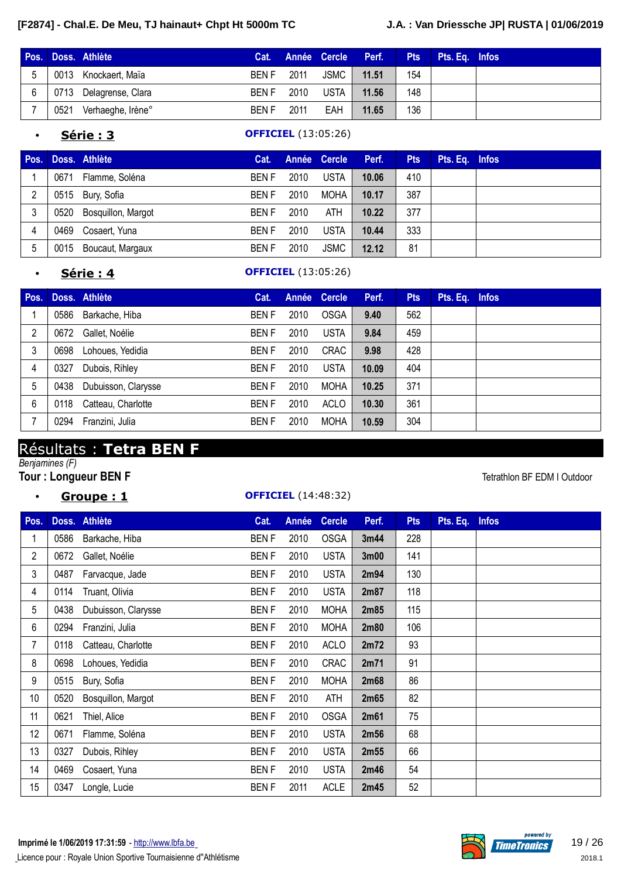| Pos. | Doss. | Athlète | Cat. | Année | Cercle | Perf. | Pts | Pts. Eq. | Infos |
|---|---|---|---|---|---|---|---|---|---|
| 5 | 0013 | Knockaert, Maïa | BEN F | 2011 | JSMC | 11.51 | 154 | | |
| 6 | 0713 | Delagrense, Clara | BEN F | 2010 | USTA | 11.56 | 148 | | |
| 7 | 0521 | Verhaeghe, Irène° | BEN F | 2011 | EAH | 11.65 | 136 | | |

- **Série : 3** **OFFICIEL** (13:05:26)

| Pos. | Doss. | Athlète | Cat. | Année | Cercle | Perf. | Pts | Pts. Eq. | Infos |
|---|---|---|---|---|---|---|---|---|---|
| 1 | 0671 | Flamme, Soléna | BEN F | 2010 | USTA | 10.06 | 410 | | |
| 2 | 0515 | Bury, Sofia | BEN F | 2010 | MOHA | 10.17 | 387 | | |
| 3 | 0520 | Bosquillon, Margot | BEN F | 2010 | ATH | 10.22 | 377 | | |
| 4 | 0469 | Cosaert, Yuna | BEN F | 2010 | USTA | 10.44 | 333 | | |
| 5 | 0015 | Boucaut, Margaux | BEN F | 2010 | JSMC | 12.12 | 81 | | |

- **Série : 4** **OFFICIEL** (13:05:26)

| Pos. | Doss. | Athlète | Cat. | Année | Cercle | Perf. | Pts | Pts. Eq. | Infos |
|---|---|---|---|---|---|---|---|---|---|
| 1 | 0586 | Barkache, Hiba | BEN F | 2010 | OSGA | 9.40 | 562 | | |
| 2 | 0672 | Gallet, Noélie | BEN F | 2010 | USTA | 9.84 | 459 | | |
| 3 | 0698 | Lohoues, Yedidia | BEN F | 2010 | CRAC | 9.98 | 428 | | |
| 4 | 0327 | Dubois, Rihley | BEN F | 2010 | USTA | 10.09 | 404 | | |
| 5 | 0438 | Dubuisson, Clarysse | BEN F | 2010 | MOHA | 10.25 | 371 | | |
| 6 | 0118 | Catteau, Charlotte | BEN F | 2010 | ACLO | 10.30 | 361 | | |
| 7 | 0294 | Franzini, Julia | BEN F | 2010 | MOHA | 10.59 | 304 | | |

## Résultats : **Tetra BEN F**

*Benjamines (F)*

**Tour : Longueur BEN F**

Tetrathlon BF EDM I Outdoor

- **Groupe : 1** **OFFICIEL** (14:48:32)

| Pos. | Doss. | Athlète | Cat. | Année | Cercle | Perf. | Pts | Pts. Eq. | Infos |
|---|---|---|---|---|---|---|---|---|---|
| 1 | 0586 | Barkache, Hiba | BEN F | 2010 | OSGA | 3m44 | 228 | | |
| 2 | 0672 | Gallet, Noélie | BEN F | 2010 | USTA | 3m00 | 141 | | |
| 3 | 0487 | Farvacque, Jade | BEN F | 2010 | USTA | 2m94 | 130 | | |
| 4 | 0114 | Truant, Olivia | BEN F | 2010 | USTA | 2m87 | 118 | | |
| 5 | 0438 | Dubuisson, Clarysse | BEN F | 2010 | MOHA | 2m85 | 115 | | |
| 6 | 0294 | Franzini, Julia | BEN F | 2010 | MOHA | 2m80 | 106 | | |
| 7 | 0118 | Catteau, Charlotte | BEN F | 2010 | ACLO | 2m72 | 93 | | |
| 8 | 0698 | Lohoues, Yedidia | BEN F | 2010 | CRAC | 2m71 | 91 | | |
| 9 | 0515 | Bury, Sofia | BEN F | 2010 | MOHA | 2m68 | 86 | | |
| 10 | 0520 | Bosquillon, Margot | BEN F | 2010 | ATH | 2m65 | 82 | | |
| 11 | 0621 | Thiel, Alice | BEN F | 2010 | OSGA | 2m61 | 75 | | |
| 12 | 0671 | Flamme, Soléna | BEN F | 2010 | USTA | 2m56 | 68 | | |
| 13 | 0327 | Dubois, Rihley | BEN F | 2010 | USTA | 2m55 | 66 | | |
| 14 | 0469 | Cosaert, Yuna | BEN F | 2010 | USTA | 2m46 | 54 | | |
| 15 | 0347 | Longle, Lucie | BEN F | 2011 | ACLE | 2m45 | 52 | | |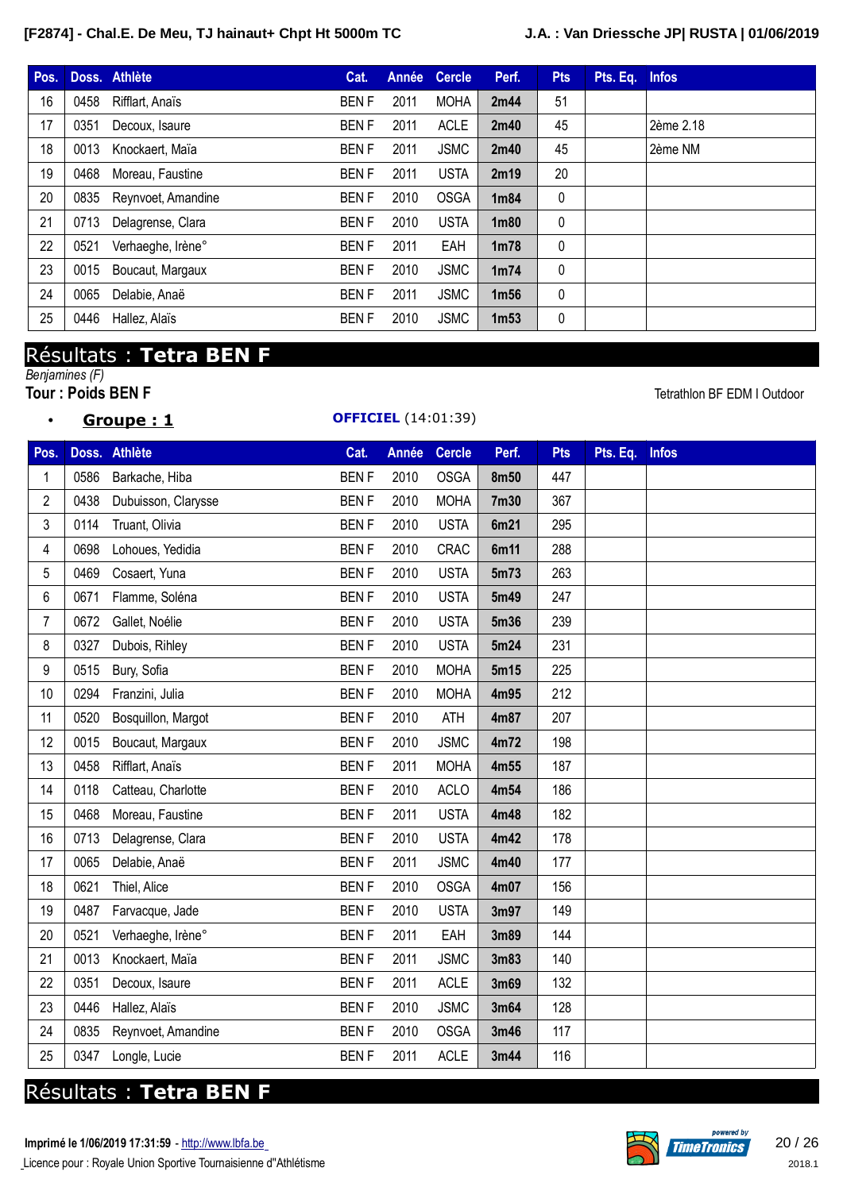| Pos. | Doss. | Athlète | Cat. | Année | Cercle | Perf. | Pts | Pts. Eq. | Infos |
|---|---|---|---|---|---|---|---|---|---|
| 16 | 0458 | Rifflart, Anaïs | BEN F | 2011 | MOHA | 2m44 | 51 | | |
| 17 | 0351 | Decoux, Isaure | BEN F | 2011 | ACLE | 2m40 | 45 | | 2ème 2.18 |
| 18 | 0013 | Knockaert, Maïa | BEN F | 2011 | JSMC | 2m40 | 45 | | 2ème NM |
| 19 | 0468 | Moreau, Faustine | BEN F | 2011 | USTA | 2m19 | 20 | | |
| 20 | 0835 | Reynvoet, Amandine | BEN F | 2010 | OSGA | 1m84 | 0 | | |
| 21 | 0713 | Delagrense, Clara | BEN F | 2010 | USTA | 1m80 | 0 | | |
| 22 | 0521 | Verhaeghe, Irène° | BEN F | 2011 | EAH | 1m78 | 0 | | |
| 23 | 0015 | Boucaut, Margaux | BEN F | 2010 | JSMC | 1m74 | 0 | | |
| 24 | 0065 | Delabie, Anaë | BEN F | 2011 | JSMC | 1m56 | 0 | | |
| 25 | 0446 | Hallez, Alaïs | BEN F | 2010 | JSMC | 1m53 | 0 | | |

# Résultats : Tetra BEN F

*Benjamines (F)*

**Tour : Poids BEN F**

Tetrathlon BF EDM I Outdoor

- **Groupe : 1** **OFFICIEL** (14:01:39)

| Pos. | Doss. | Athlète | Cat. | Année | Cercle | Perf. | Pts | Pts. Eq. | Infos |
|---|---|---|---|---|---|---|---|---|---|
| 1 | 0586 | Barkache, Hiba | BEN F | 2010 | OSGA | 8m50 | 447 | | |
| 2 | 0438 | Dubuisson, Clarysse | BEN F | 2010 | MOHA | 7m30 | 367 | | |
| 3 | 0114 | Truant, Olivia | BEN F | 2010 | USTA | 6m21 | 295 | | |
| 4 | 0698 | Lohoues, Yedidia | BEN F | 2010 | CRAC | 6m11 | 288 | | |
| 5 | 0469 | Cosaert, Yuna | BEN F | 2010 | USTA | 5m73 | 263 | | |
| 6 | 0671 | Flamme, Soléna | BEN F | 2010 | USTA | 5m49 | 247 | | |
| 7 | 0672 | Gallet, Noélie | BEN F | 2010 | USTA | 5m36 | 239 | | |
| 8 | 0327 | Dubois, Rihley | BEN F | 2010 | USTA | 5m24 | 231 | | |
| 9 | 0515 | Bury, Sofia | BEN F | 2010 | MOHA | 5m15 | 225 | | |
| 10 | 0294 | Franzini, Julia | BEN F | 2010 | MOHA | 4m95 | 212 | | |
| 11 | 0520 | Bosquillon, Margot | BEN F | 2010 | ATH | 4m87 | 207 | | |
| 12 | 0015 | Boucaut, Margaux | BEN F | 2010 | JSMC | 4m72 | 198 | | |
| 13 | 0458 | Rifflart, Anaïs | BEN F | 2011 | MOHA | 4m55 | 187 | | |
| 14 | 0118 | Catteau, Charlotte | BEN F | 2010 | ACLO | 4m54 | 186 | | |
| 15 | 0468 | Moreau, Faustine | BEN F | 2011 | USTA | 4m48 | 182 | | |
| 16 | 0713 | Delagrense, Clara | BEN F | 2010 | USTA | 4m42 | 178 | | |
| 17 | 0065 | Delabie, Anaë | BEN F | 2011 | JSMC | 4m40 | 177 | | |
| 18 | 0621 | Thiel, Alice | BEN F | 2010 | OSGA | 4m07 | 156 | | |
| 19 | 0487 | Farvacque, Jade | BEN F | 2010 | USTA | 3m97 | 149 | | |
| 20 | 0521 | Verhaeghe, Irène° | BEN F | 2011 | EAH | 3m89 | 144 | | |
| 21 | 0013 | Knockaert, Maïa | BEN F | 2011 | JSMC | 3m83 | 140 | | |
| 22 | 0351 | Decoux, Isaure | BEN F | 2011 | ACLE | 3m69 | 132 | | |
| 23 | 0446 | Hallez, Alaïs | BEN F | 2010 | JSMC | 3m64 | 128 | | |
| 24 | 0835 | Reynvoet, Amandine | BEN F | 2010 | OSGA | 3m46 | 117 | | |
| 25 | 0347 | Longle, Lucie | BEN F | 2011 | ACLE | 3m44 | 116 | | |

# Résultats : Tetra BEN F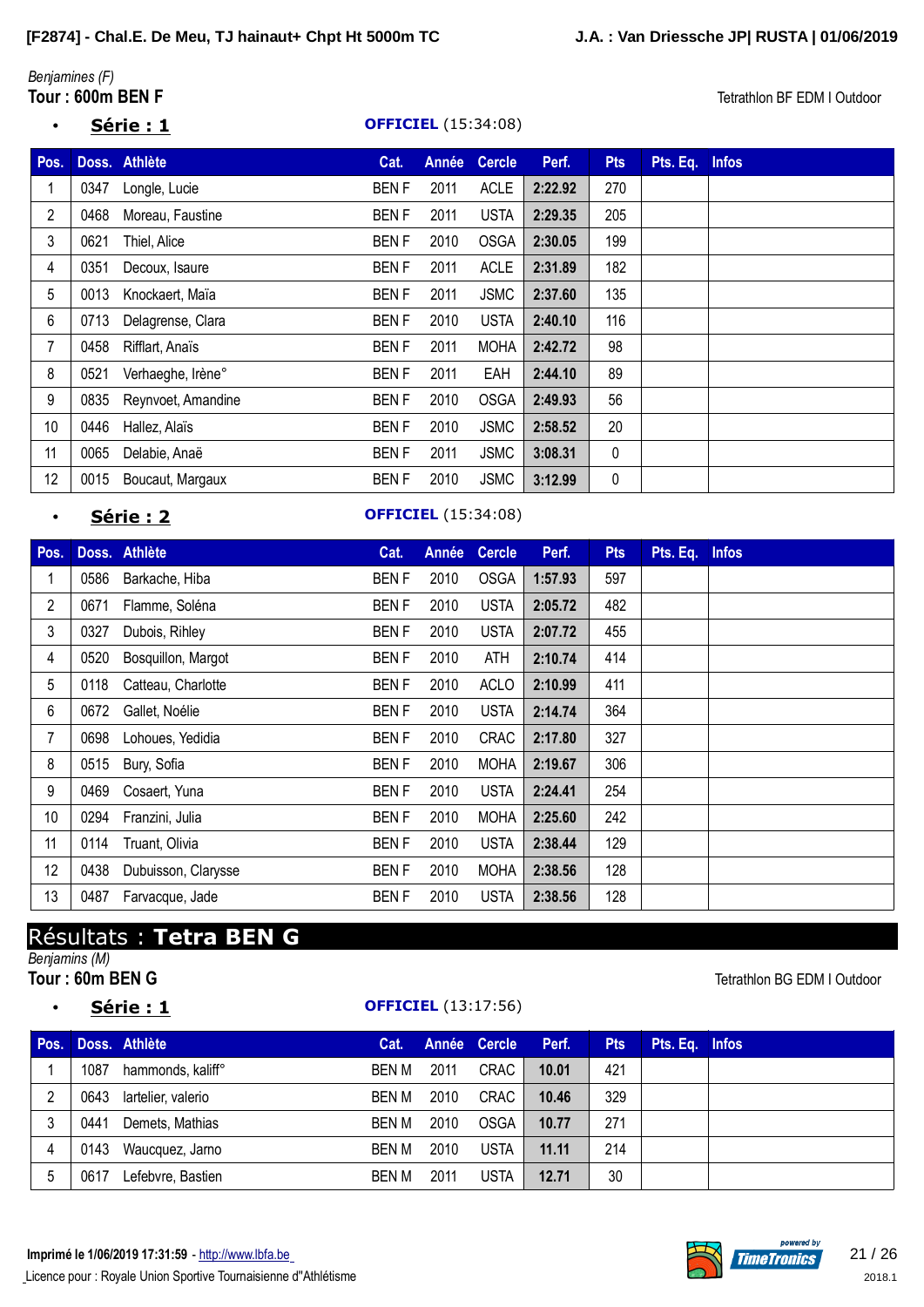*Benjamines (F)*

**Tour : 600m BEN F** — Tetrathlon BF EDM I Outdoor

- **Série : 1** — **OFFICIEL** (15:34:08)

| Pos. | Doss. | Athlète | Cat. | Année | Cercle | Perf. | Pts | Pts. Eq. | Infos |
|---|---|---|---|---|---|---|---|---|---|
| 1 | 0347 | Longle, Lucie | BEN F | 2011 | ACLE | 2:22.92 | 270 | | |
| 2 | 0468 | Moreau, Faustine | BEN F | 2011 | USTA | 2:29.35 | 205 | | |
| 3 | 0621 | Thiel, Alice | BEN F | 2010 | OSGA | 2:30.05 | 199 | | |
| 4 | 0351 | Decoux, Isaure | BEN F | 2011 | ACLE | 2:31.89 | 182 | | |
| 5 | 0013 | Knockaert, Maïa | BEN F | 2011 | JSMC | 2:37.60 | 135 | | |
| 6 | 0713 | Delagrense, Clara | BEN F | 2010 | USTA | 2:40.10 | 116 | | |
| 7 | 0458 | Rifflart, Anaïs | BEN F | 2011 | MOHA | 2:42.72 | 98 | | |
| 8 | 0521 | Verhaeghe, Irène° | BEN F | 2011 | EAH | 2:44.10 | 89 | | |
| 9 | 0835 | Reynvoet, Amandine | BEN F | 2010 | OSGA | 2:49.93 | 56 | | |
| 10 | 0446 | Hallez, Alaïs | BEN F | 2010 | JSMC | 2:58.52 | 20 | | |
| 11 | 0065 | Delabie, Anaë | BEN F | 2011 | JSMC | 3:08.31 | 0 | | |
| 12 | 0015 | Boucaut, Margaux | BEN F | 2010 | JSMC | 3:12.99 | 0 | | |

- **Série : 2** — **OFFICIEL** (15:34:08)

| Pos. | Doss. | Athlète | Cat. | Année | Cercle | Perf. | Pts | Pts. Eq. | Infos |
|---|---|---|---|---|---|---|---|---|---|
| 1 | 0586 | Barkache, Hiba | BEN F | 2010 | OSGA | 1:57.93 | 597 | | |
| 2 | 0671 | Flamme, Soléna | BEN F | 2010 | USTA | 2:05.72 | 482 | | |
| 3 | 0327 | Dubois, Rihley | BEN F | 2010 | USTA | 2:07.72 | 455 | | |
| 4 | 0520 | Bosquillon, Margot | BEN F | 2010 | ATH | 2:10.74 | 414 | | |
| 5 | 0118 | Catteau, Charlotte | BEN F | 2010 | ACLO | 2:10.99 | 411 | | |
| 6 | 0672 | Gallet, Noélie | BEN F | 2010 | USTA | 2:14.74 | 364 | | |
| 7 | 0698 | Lohoues, Yedidia | BEN F | 2010 | CRAC | 2:17.80 | 327 | | |
| 8 | 0515 | Bury, Sofia | BEN F | 2010 | MOHA | 2:19.67 | 306 | | |
| 9 | 0469 | Cosaert, Yuna | BEN F | 2010 | USTA | 2:24.41 | 254 | | |
| 10 | 0294 | Franzini, Julia | BEN F | 2010 | MOHA | 2:25.60 | 242 | | |
| 11 | 0114 | Truant, Olivia | BEN F | 2010 | USTA | 2:38.44 | 129 | | |
| 12 | 0438 | Dubuisson, Clarysse | BEN F | 2010 | MOHA | 2:38.56 | 128 | | |
| 13 | 0487 | Farvacque, Jade | BEN F | 2010 | USTA | 2:38.56 | 128 | | |

# Résultats : **Tetra BEN G**

*Benjamins (M)*

**Tour : 60m BEN G** — Tetrathlon BG EDM I Outdoor

- **Série : 1** — **OFFICIEL** (13:17:56)

| Pos. | Doss. | Athlète | Cat. | Année | Cercle | Perf. | Pts | Pts. Eq. | Infos |
|---|---|---|---|---|---|---|---|---|---|
| 1 | 1087 | hammonds, kaliff° | BEN M | 2011 | CRAC | 10.01 | 421 | | |
| 2 | 0643 | lartelier, valerio | BEN M | 2010 | CRAC | 10.46 | 329 | | |
| 3 | 0441 | Demets, Mathias | BEN M | 2010 | OSGA | 10.77 | 271 | | |
| 4 | 0143 | Waucquez, Jarno | BEN M | 2010 | USTA | 11.11 | 214 | | |
| 5 | 0617 | Lefebvre, Bastien | BEN M | 2011 | USTA | 12.71 | 30 | | |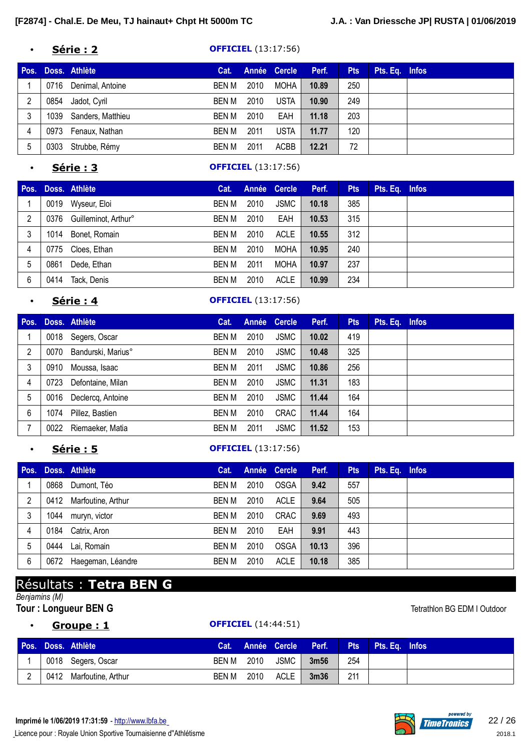- **Série : 2** **OFFICIEL** (13:17:56)

| Pos. | Doss. | Athlète | Cat. | Année | Cercle | Perf. | Pts | Pts. Eq. | Infos |
|---|---|---|---|---|---|---|---|---|---|
| 1 | 0716 | Denimal, Antoine | BEN M | 2010 | MOHA | **10.89** | 250 | | |
| 2 | 0854 | Jadot, Cyril | BEN M | 2010 | USTA | **10.90** | 249 | | |
| 3 | 1039 | Sanders, Matthieu | BEN M | 2010 | EAH | **11.18** | 203 | | |
| 4 | 0973 | Fenaux, Nathan | BEN M | 2011 | USTA | **11.77** | 120 | | |
| 5 | 0303 | Strubbe, Rémy | BEN M | 2011 | ACBB | **12.21** | 72 | | |

- **Série : 3** **OFFICIEL** (13:17:56)

| Pos. | Doss. | Athlète | Cat. | Année | Cercle | Perf. | Pts | Pts. Eq. | Infos |
|---|---|---|---|---|---|---|---|---|---|
| 1 | 0019 | Wyseur, Eloi | BEN M | 2010 | JSMC | **10.18** | 385 | | |
| 2 | 0376 | Guilleminot, Arthur° | BEN M | 2010 | EAH | **10.53** | 315 | | |
| 3 | 1014 | Bonet, Romain | BEN M | 2010 | ACLE | **10.55** | 312 | | |
| 4 | 0775 | Cloes, Ethan | BEN M | 2010 | MOHA | **10.95** | 240 | | |
| 5 | 0861 | Dede, Ethan | BEN M | 2011 | MOHA | **10.97** | 237 | | |
| 6 | 0414 | Tack, Denis | BEN M | 2010 | ACLE | **10.99** | 234 | | |

- **Série : 4** **OFFICIEL** (13:17:56)

| Pos. | Doss. | Athlète | Cat. | Année | Cercle | Perf. | Pts | Pts. Eq. | Infos |
|---|---|---|---|---|---|---|---|---|---|
| 1 | 0018 | Segers, Oscar | BEN M | 2010 | JSMC | **10.02** | 419 | | |
| 2 | 0070 | Bandurski, Marius° | BEN M | 2010 | JSMC | **10.48** | 325 | | |
| 3 | 0910 | Moussa, Isaac | BEN M | 2011 | JSMC | **10.86** | 256 | | |
| 4 | 0723 | Defontaine, Milan | BEN M | 2010 | JSMC | **11.31** | 183 | | |
| 5 | 0016 | Declercq, Antoine | BEN M | 2010 | JSMC | **11.44** | 164 | | |
| 6 | 1074 | Pillez, Bastien | BEN M | 2010 | CRAC | **11.44** | 164 | | |
| 7 | 0022 | Riemaeker, Matia | BEN M | 2011 | JSMC | **11.52** | 153 | | |

- **Série : 5** **OFFICIEL** (13:17:56)

| Pos. | Doss. | Athlète | Cat. | Année | Cercle | Perf. | Pts | Pts. Eq. | Infos |
|---|---|---|---|---|---|---|---|---|---|
| 1 | 0868 | Dumont, Téo | BEN M | 2010 | OSGA | **9.42** | 557 | | |
| 2 | 0412 | Marfoutine, Arthur | BEN M | 2010 | ACLE | **9.64** | 505 | | |
| 3 | 1044 | muryn, victor | BEN M | 2010 | CRAC | **9.69** | 493 | | |
| 4 | 0184 | Catrix, Aron | BEN M | 2010 | EAH | **9.91** | 443 | | |
| 5 | 0444 | Lai, Romain | BEN M | 2010 | OSGA | **10.13** | 396 | | |
| 6 | 0672 | Haegeman, Léandre | BEN M | 2010 | ACLE | **10.18** | 385 | | |

# Résultats : **Tetra BEN G**

*Benjamins (M)*

**Tour : Longueur BEN G** Tetrathlon BG EDM I Outdoor

- **Groupe : 1** **OFFICIEL** (14:44:51)

| Pos. | Doss. | Athlète | Cat. | Année | Cercle | Perf. | Pts | Pts. Eq. | Infos |
|---|---|---|---|---|---|---|---|---|---|
| 1 | 0018 | Segers, Oscar | BEN M | 2010 | JSMC | **3m56** | 254 | | |
| 2 | 0412 | Marfoutine, Arthur | BEN M | 2010 | ACLE | **3m36** | 211 | | |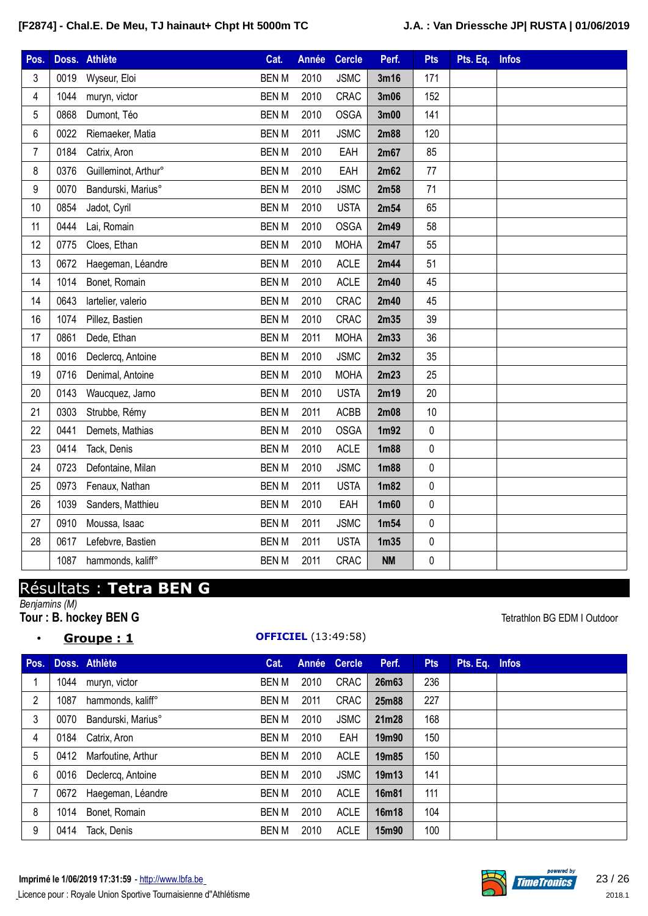| Pos. | Doss. | Athlète | Cat. | Année | Cercle | Perf. | Pts | Pts. Eq. | Infos |
|---|---|---|---|---|---|---|---|---|---|
| 3 | 0019 | Wyseur, Eloi | BEN M | 2010 | JSMC | **3m16** | 171 | | |
| 4 | 1044 | muryn, victor | BEN M | 2010 | CRAC | **3m06** | 152 | | |
| 5 | 0868 | Dumont, Téo | BEN M | 2010 | OSGA | **3m00** | 141 | | |
| 6 | 0022 | Riemaeker, Matia | BEN M | 2011 | JSMC | **2m88** | 120 | | |
| 7 | 0184 | Catrix, Aron | BEN M | 2010 | EAH | **2m67** | 85 | | |
| 8 | 0376 | Guilleminot, Arthur° | BEN M | 2010 | EAH | **2m62** | 77 | | |
| 9 | 0070 | Bandurski, Marius° | BEN M | 2010 | JSMC | **2m58** | 71 | | |
| 10 | 0854 | Jadot, Cyril | BEN M | 2010 | USTA | **2m54** | 65 | | |
| 11 | 0444 | Lai, Romain | BEN M | 2010 | OSGA | **2m49** | 58 | | |
| 12 | 0775 | Cloes, Ethan | BEN M | 2010 | MOHA | **2m47** | 55 | | |
| 13 | 0672 | Haegeman, Léandre | BEN M | 2010 | ACLE | **2m44** | 51 | | |
| 14 | 1014 | Bonet, Romain | BEN M | 2010 | ACLE | **2m40** | 45 | | |
| 14 | 0643 | lartelier, valerio | BEN M | 2010 | CRAC | **2m40** | 45 | | |
| 16 | 1074 | Pillez, Bastien | BEN M | 2010 | CRAC | **2m35** | 39 | | |
| 17 | 0861 | Dede, Ethan | BEN M | 2011 | MOHA | **2m33** | 36 | | |
| 18 | 0016 | Declercq, Antoine | BEN M | 2010 | JSMC | **2m32** | 35 | | |
| 19 | 0716 | Denimal, Antoine | BEN M | 2010 | MOHA | **2m23** | 25 | | |
| 20 | 0143 | Waucquez, Jarno | BEN M | 2010 | USTA | **2m19** | 20 | | |
| 21 | 0303 | Strubbe, Rémy | BEN M | 2011 | ACBB | **2m08** | 10 | | |
| 22 | 0441 | Demets, Mathias | BEN M | 2010 | OSGA | **1m92** | 0 | | |
| 23 | 0414 | Tack, Denis | BEN M | 2010 | ACLE | **1m88** | 0 | | |
| 24 | 0723 | Defontaine, Milan | BEN M | 2010 | JSMC | **1m88** | 0 | | |
| 25 | 0973 | Fenaux, Nathan | BEN M | 2011 | USTA | **1m82** | 0 | | |
| 26 | 1039 | Sanders, Matthieu | BEN M | 2010 | EAH | **1m60** | 0 | | |
| 27 | 0910 | Moussa, Isaac | BEN M | 2011 | JSMC | **1m54** | 0 | | |
| 28 | 0617 | Lefebvre, Bastien | BEN M | 2011 | USTA | **1m35** | 0 | | |
| | 1087 | hammonds, kaliff° | BEN M | 2011 | CRAC | **NM** | 0 | | |

# Résultats : **Tetra BEN G**

*Benjamins (M)*

**Tour : B. hockey BEN G**

Tetrathlon BG EDM I Outdoor

- **Groupe : 1**

**OFFICIEL** (13:49:58)

| Pos. | Doss. | Athlète | Cat. | Année | Cercle | Perf. | Pts | Pts. Eq. | Infos |
|---|---|---|---|---|---|---|---|---|---|
| 1 | 1044 | muryn, victor | BEN M | 2010 | CRAC | **26m63** | 236 | | |
| 2 | 1087 | hammonds, kaliff° | BEN M | 2011 | CRAC | **25m88** | 227 | | |
| 3 | 0070 | Bandurski, Marius° | BEN M | 2010 | JSMC | **21m28** | 168 | | |
| 4 | 0184 | Catrix, Aron | BEN M | 2010 | EAH | **19m90** | 150 | | |
| 5 | 0412 | Marfoutine, Arthur | BEN M | 2010 | ACLE | **19m85** | 150 | | |
| 6 | 0016 | Declercq, Antoine | BEN M | 2010 | JSMC | **19m13** | 141 | | |
| 7 | 0672 | Haegeman, Léandre | BEN M | 2010 | ACLE | **16m81** | 111 | | |
| 8 | 1014 | Bonet, Romain | BEN M | 2010 | ACLE | **16m18** | 104 | | |
| 9 | 0414 | Tack, Denis | BEN M | 2010 | ACLE | **15m90** | 100 | | |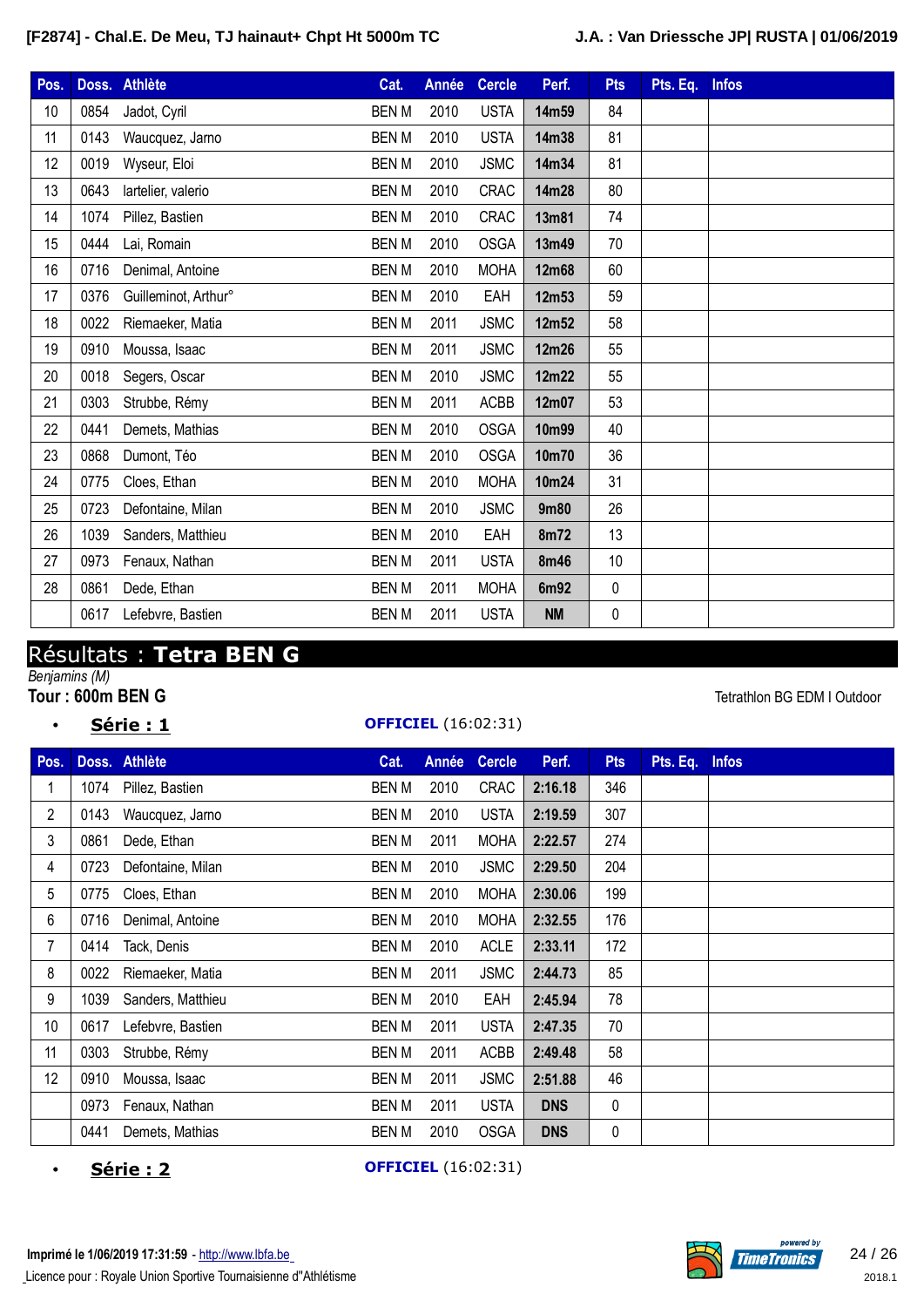| Pos. | Doss. | Athlète | Cat. | Année | Cercle | Perf. | Pts | Pts. Eq. | Infos |
|---|---|---|---|---|---|---|---|---|---|
| 10 | 0854 | Jadot, Cyril | BEN M | 2010 | USTA | **14m59** | 84 | | |
| 11 | 0143 | Waucquez, Jarno | BEN M | 2010 | USTA | **14m38** | 81 | | |
| 12 | 0019 | Wyseur, Eloi | BEN M | 2010 | JSMC | **14m34** | 81 | | |
| 13 | 0643 | lartelier, valerio | BEN M | 2010 | CRAC | **14m28** | 80 | | |
| 14 | 1074 | Pillez, Bastien | BEN M | 2010 | CRAC | **13m81** | 74 | | |
| 15 | 0444 | Lai, Romain | BEN M | 2010 | OSGA | **13m49** | 70 | | |
| 16 | 0716 | Denimal, Antoine | BEN M | 2010 | MOHA | **12m68** | 60 | | |
| 17 | 0376 | Guilleminot, Arthur° | BEN M | 2010 | EAH | **12m53** | 59 | | |
| 18 | 0022 | Riemaeker, Matia | BEN M | 2011 | JSMC | **12m52** | 58 | | |
| 19 | 0910 | Moussa, Isaac | BEN M | 2011 | JSMC | **12m26** | 55 | | |
| 20 | 0018 | Segers, Oscar | BEN M | 2010 | JSMC | **12m22** | 55 | | |
| 21 | 0303 | Strubbe, Rémy | BEN M | 2011 | ACBB | **12m07** | 53 | | |
| 22 | 0441 | Demets, Mathias | BEN M | 2010 | OSGA | **10m99** | 40 | | |
| 23 | 0868 | Dumont, Téo | BEN M | 2010 | OSGA | **10m70** | 36 | | |
| 24 | 0775 | Cloes, Ethan | BEN M | 2010 | MOHA | **10m24** | 31 | | |
| 25 | 0723 | Defontaine, Milan | BEN M | 2010 | JSMC | **9m80** | 26 | | |
| 26 | 1039 | Sanders, Matthieu | BEN M | 2010 | EAH | **8m72** | 13 | | |
| 27 | 0973 | Fenaux, Nathan | BEN M | 2011 | USTA | **8m46** | 10 | | |
| 28 | 0861 | Dede, Ethan | BEN M | 2011 | MOHA | **6m92** | 0 | | |
| | 0617 | Lefebvre, Bastien | BEN M | 2011 | USTA | **NM** | 0 | | |

# Résultats : **Tetra BEN G**

*Benjamins (M)*

**Tour : 600m BEN G**

Tetrathlon BG EDM I Outdoor

- **Série : 1** — **OFFICIEL** (16:02:31)

| Pos. | Doss. | Athlète | Cat. | Année | Cercle | Perf. | Pts | Pts. Eq. | Infos |
|---|---|---|---|---|---|---|---|---|---|
| 1 | 1074 | Pillez, Bastien | BEN M | 2010 | CRAC | **2:16.18** | 346 | | |
| 2 | 0143 | Waucquez, Jarno | BEN M | 2010 | USTA | **2:19.59** | 307 | | |
| 3 | 0861 | Dede, Ethan | BEN M | 2011 | MOHA | **2:22.57** | 274 | | |
| 4 | 0723 | Defontaine, Milan | BEN M | 2010 | JSMC | **2:29.50** | 204 | | |
| 5 | 0775 | Cloes, Ethan | BEN M | 2010 | MOHA | **2:30.06** | 199 | | |
| 6 | 0716 | Denimal, Antoine | BEN M | 2010 | MOHA | **2:32.55** | 176 | | |
| 7 | 0414 | Tack, Denis | BEN M | 2010 | ACLE | **2:33.11** | 172 | | |
| 8 | 0022 | Riemaeker, Matia | BEN M | 2011 | JSMC | **2:44.73** | 85 | | |
| 9 | 1039 | Sanders, Matthieu | BEN M | 2010 | EAH | **2:45.94** | 78 | | |
| 10 | 0617 | Lefebvre, Bastien | BEN M | 2011 | USTA | **2:47.35** | 70 | | |
| 11 | 0303 | Strubbe, Rémy | BEN M | 2011 | ACBB | **2:49.48** | 58 | | |
| 12 | 0910 | Moussa, Isaac | BEN M | 2011 | JSMC | **2:51.88** | 46 | | |
| | 0973 | Fenaux, Nathan | BEN M | 2011 | USTA | **DNS** | 0 | | |
| | 0441 | Demets, Mathias | BEN M | 2010 | OSGA | **DNS** | 0 | | |

- **Série : 2** — **OFFICIEL** (16:02:31)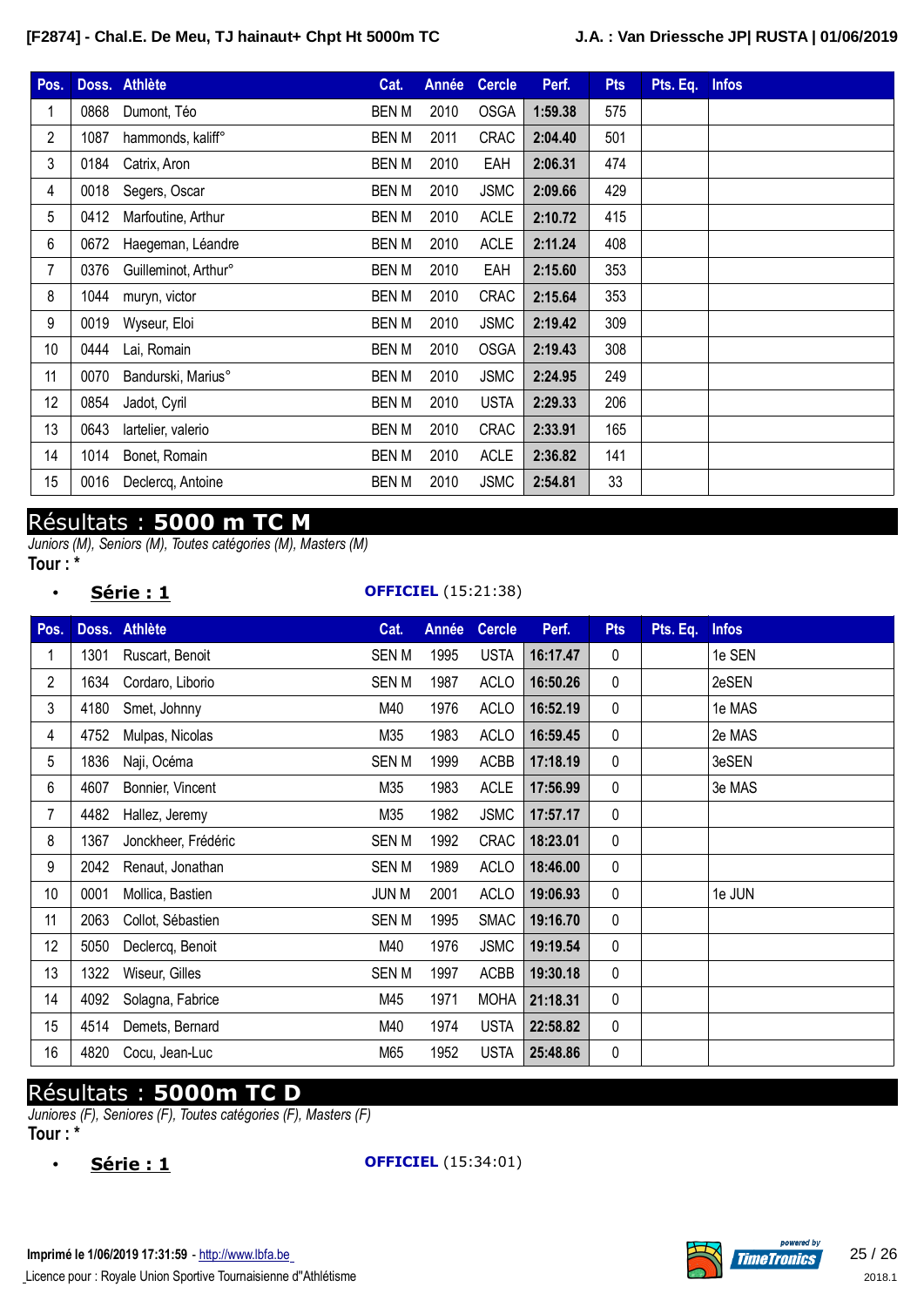| Pos. | Doss. | Athlète | Cat. | Année | Cercle | Perf. | Pts | Pts. Eq. | Infos |
|---|---|---|---|---|---|---|---|---|---|
| 1 | 0868 | Dumont, Téo | BEN M | 2010 | OSGA | **1:59.38** | 575 | | |
| 2 | 1087 | hammonds, kaliff° | BEN M | 2011 | CRAC | **2:04.40** | 501 | | |
| 3 | 0184 | Catrix, Aron | BEN M | 2010 | EAH | **2:06.31** | 474 | | |
| 4 | 0018 | Segers, Oscar | BEN M | 2010 | JSMC | **2:09.66** | 429 | | |
| 5 | 0412 | Marfoutine, Arthur | BEN M | 2010 | ACLE | **2:10.72** | 415 | | |
| 6 | 0672 | Haegeman, Léandre | BEN M | 2010 | ACLE | **2:11.24** | 408 | | |
| 7 | 0376 | Guilleminot, Arthur° | BEN M | 2010 | EAH | **2:15.60** | 353 | | |
| 8 | 1044 | muryn, victor | BEN M | 2010 | CRAC | **2:15.64** | 353 | | |
| 9 | 0019 | Wyseur, Eloi | BEN M | 2010 | JSMC | **2:19.42** | 309 | | |
| 10 | 0444 | Lai, Romain | BEN M | 2010 | OSGA | **2:19.43** | 308 | | |
| 11 | 0070 | Bandurski, Marius° | BEN M | 2010 | JSMC | **2:24.95** | 249 | | |
| 12 | 0854 | Jadot, Cyril | BEN M | 2010 | USTA | **2:29.33** | 206 | | |
| 13 | 0643 | lartelier, valerio | BEN M | 2010 | CRAC | **2:33.91** | 165 | | |
| 14 | 1014 | Bonet, Romain | BEN M | 2010 | ACLE | **2:36.82** | 141 | | |
| 15 | 0016 | Declercq, Antoine | BEN M | 2010 | JSMC | **2:54.81** | 33 | | |

## Résultats : **5000 m TC M**

*Juniors (M), Seniors (M), Toutes catégories (M), Masters (M)*

**Tour : ***

- **Série : 1** — **OFFICIEL** (15:21:38)

| Pos. | Doss. | Athlète | Cat. | Année | Cercle | Perf. | Pts | Pts. Eq. | Infos |
|---|---|---|---|---|---|---|---|---|---|
| 1 | 1301 | Ruscart, Benoit | SEN M | 1995 | USTA | **16:17.47** | 0 | | 1e SEN |
| 2 | 1634 | Cordaro, Liborio | SEN M | 1987 | ACLO | **16:50.26** | 0 | | 2eSEN |
| 3 | 4180 | Smet, Johnny | M40 | 1976 | ACLO | **16:52.19** | 0 | | 1e MAS |
| 4 | 4752 | Mulpas, Nicolas | M35 | 1983 | ACLO | **16:59.45** | 0 | | 2e MAS |
| 5 | 1836 | Naji, Océma | SEN M | 1999 | ACBB | **17:18.19** | 0 | | 3eSEN |
| 6 | 4607 | Bonnier, Vincent | M35 | 1983 | ACLE | **17:56.99** | 0 | | 3e MAS |
| 7 | 4482 | Hallez, Jeremy | M35 | 1982 | JSMC | **17:57.17** | 0 | | |
| 8 | 1367 | Jonckheer, Frédéric | SEN M | 1992 | CRAC | **18:23.01** | 0 | | |
| 9 | 2042 | Renaut, Jonathan | SEN M | 1989 | ACLO | **18:46.00** | 0 | | |
| 10 | 0001 | Mollica, Bastien | JUN M | 2001 | ACLO | **19:06.93** | 0 | | 1e JUN |
| 11 | 2063 | Collot, Sébastien | SEN M | 1995 | SMAC | **19:16.70** | 0 | | |
| 12 | 5050 | Declercq, Benoit | M40 | 1976 | JSMC | **19:19.54** | 0 | | |
| 13 | 1322 | Wiseur, Gilles | SEN M | 1997 | ACBB | **19:30.18** | 0 | | |
| 14 | 4092 | Solagna, Fabrice | M45 | 1971 | MOHA | **21:18.31** | 0 | | |
| 15 | 4514 | Demets, Bernard | M40 | 1974 | USTA | **22:58.82** | 0 | | |
| 16 | 4820 | Cocu, Jean-Luc | M65 | 1952 | USTA | **25:48.86** | 0 | | |

## Résultats : **5000m TC D**

*Juniores (F), Seniores (F), Toutes catégories (F), Masters (F)*

**Tour : ***

- **Série : 1** — **OFFICIEL** (15:34:01)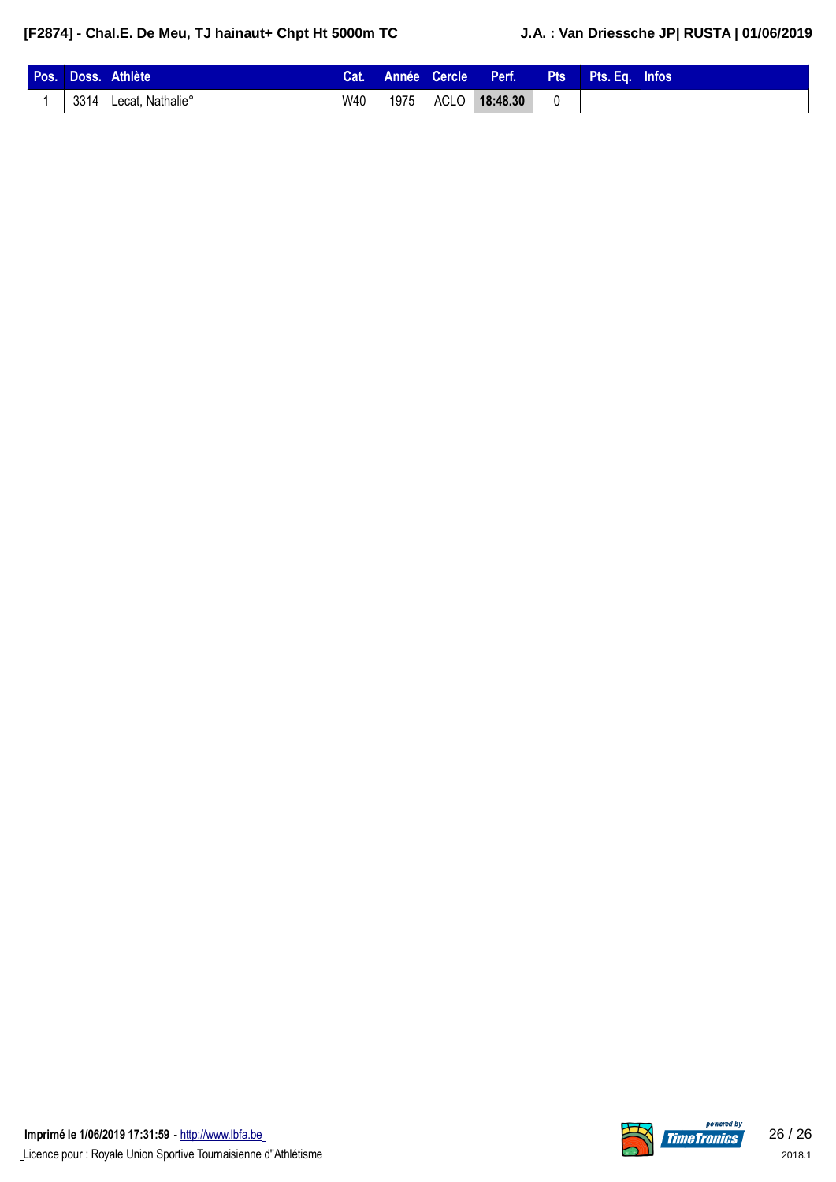| Pos. | Doss. | Athlète | Cat. | Année | Cercle | Perf. | Pts | Pts. Eq. | Infos |
|---|---|---|---|---|---|---|---|---|---|
| 1 | 3314 | Lecat, Nathalie° | W40 | 1975 | ACLO | **18:48.30** | 0 | | |